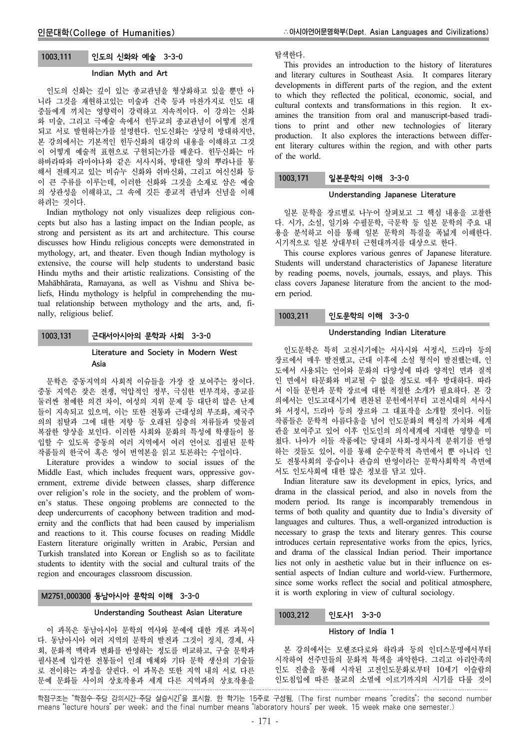### 1003.111 인도의 신화와 예술 3-3-0

#### Indian Myth and Art

인도의 신화는 깊이 있는 종교관념을 형상화하고 있을 뿐만 아니라 그것을 재현하고있는 미술과 건축 등과 마찬가지로 인도 대중들에게 끼치는 영향력이 강력하고 지속적이다. 이 강의는 신화와 미술, 그리고 극예술 속에서 힌두교의 종교관념이 어떻게 전개되고 서로 발현하는가를 설명한다. 인도신화는 상당히 방대하지만, 본 강의에서는 기본적인 힌두신화의 대강의 내용을 이해하고 그것이 어떻게 예술적 표현으로 구현되는가를 배운다. 힌두신화는 마하바라따와 라마야나와 같은 서사시와, 방대한 양의 뿌라나를 통해서 전해지고 있는 비슈누 신화와 쉬바신화, 그리고 여신신화 등이 큰 주류를 이루는데, 이러한 신화와 그것을 소재로 삼은 예술의 상관성을 이해하고, 그 속에 깃든 종교적 관념과 신념을 이해하려는 것이다.

Indian mythology not only visualizes deep religious concepts but also has a lasting impact on the Indian people, as strong and persistent as its art and architecture. This course discusses how Hindu religious concepts were demonstrated in mythology, art, and theater. Even though Indian mythology is extensive, the course will help students to understand basic Hindu myths and their artistic realizations. Consisting of the Mahābhārata, Ramayana, as well as Vishnu and Shiva beliefs, Hindu mythology is helpful in comprehending the mutual relationship between mythology and the arts, and, finally, religious belief.

### 1003.131 근대서아시아의 문학과 사회 3-3-0

#### Literature and Society in Modern West Asia

문학은 중동지역의 사회적 이슈들을 가장 잘 보여주는 창이다. 중동 지역은 잦은 전쟁, 억압적인 정부, 극심한 빈부격차, 종교를 둘러싼 첨예한 의견 차이, 여성의 지위 문제 등 대단히 많은 난제들이 지속되고 있으며, 이는 또한 전통과 근대성의 부조화, 제국주의의 침탈과 그에 대한 저항 등 오래된 심층의 저류들과 맞물려 복잡한 양상을 보인다. 이러한 사회와 문화의 특성에 학생들이 몰입할 수 있도록 중동의 여러 지역에서 여러 언어로 집필된 문학 작품들의 한국어 혹은 영어 번역본을 읽고 토론하는 수업이다.

Literature provides a window to social issues of the Middle East, which includes frequent wars, oppressive government, extreme divide between classes, sharp difference over religion's role in the society, and the problem of women's status. These ongoing problems are connected to the deep undercurrents of cacophony between tradition and modernity and the conflicts that had been caused by imperialism and reactions to it. This course focuses on reading Middle Eastern literature originally written in Arabic, Persian and Turkish translated into Korean or English so as to facilitate students to identity with the social and cultural traits of the region and encourages classroom discussion.

### M2751.000300 동남아시아 문학의 이해 3-3-0

#### Understanding Southeast Asian Literature

이 과목은 동남아시아 문학의 역사와 문예에 대한 개론 과목이다. 동남아시아 여러 지역의 문학의 발전과 그것이 정치, 경제, 사회, 문화적 맥락과 변화를 반영하는 정도를 비교하고, 구술 문학과 필사본에 입각한 전통들이 인쇄 매체와 기타 문학 생산의 기술들로 전이하는 과정을 살핀다. 이 과목은 또한 지역 내의 서로 다른 문예 문화들 사이의 상호작용과 세계 다른 지역과의 상호작용을 탐색한다.

This provides an introduction to the history of literatures and literary cultures in Southeast Asia. It compares literary developments in different parts of the region, and the extent to which they reflected the political, economic, social, and cultural contexts and transformations in this region. It examines the transition from oral and manuscript-based traditions to print and other new technologies of literary production. It also explores the interactions between different literary cultures within the region, and with other parts of the world.

### 1003.171 일본문학의 이해 3-3-0

#### Understanding Japanese Literature

일본 문학을 장르별로 나누어 살펴보고 그 핵심 내용을 고찰한다. 시가, 소설, 일기와 수필문학, 극문학 등 일본 문학의 주요 내용을 분석하고 이를 통해 일본 문학의 특질을 폭넓게 이해한다. 시기적으로 일본 상대부터 근현대까지를 대상으로 한다.

This course explores various genres of Japanese literature. Students will understand characteristics of Japanese literature by reading poems, novels, journals, essays, and plays. This class covers Japanese literature from the ancient to the modern period.

### 1003.211 인도문학의 이해 3-3-0

#### Understanding Indian Literature

인도문학은 특히 고전시기에는 서사시와 서정시, 드라마 등의 장르에서 매우 발전했고, 근대 이후에 소설 형식이 발전했는데, 인도에서 사용되는 언어와 문화의 다양성에 따라 양적인 면과 질적인 면에서 타문화와 비교될 수 없을 정도로 매우 방대하다. 따라서 이들 문헌과 문학 장르에 대한 적절한 소개가 필요하다. 본 강의에서는 인도고대시기에 편찬된 문헌에서부터 고전시대의 서사시와 서정시, 드라마 등의 장르와 그 대표작을 소개할 것이다. 이들 작품들은 문학적 아름다움을 넘어 인도문화의 핵심적 가치와 세계관을 보여주고 있어 이후 인도인의 의식세계에 지대한 영향을 미쳤다. 나아가 이들 작품에는 당대의 사회-정치사적 분위기를 반영하는 것들도 있어, 이를 통해 순수문학적 측면에서 뿐 아니라 인도 전통사회의 풍습이나 관습의 반영이라는 문학사회학적 측면에서도 인도사회에 대한 많은 정보를 담고 있다.

Indian literature saw its development in epics, lyrics, and drama in the classical period, and also in novels from the modern period. Its range is incomparably tremendous in terms of both quality and quantity due to India's diversity of languages and cultures. Thus, a well-organized introduction is necessary to grasp the texts and literary genres. This course introduces certain representative works from the epics, lyrics, and drama of the classical Indian period. Their importance lies not only in aesthetic value but in their influence on essential aspects of Indian culture and world-view. Furthermore, since some works reflect the social and political atmosphere, it is worth exploring in view of cultural sociology.

### 1003.212 인도사1 3-3-0

#### History of India 1

본 강의에서는 모헨조다로와 하라파 등의 인더스문명에서부터 시작하여 선주민들의 문화적 특색을 파악한다. 그리고 아리안족의 인도 진출을 통해 시작된 고전인도문화로부터 10세기 이슬람의 인도침입에 따른 불교의 소멸에 이르기까지의 시기를 다룰 것이

학점구조는 "학점수-주당 강의시간-주당 실습시간"을 표시함. 한 학기는 15주로 구성됨. (The first number means "credits"; the second number means "lecture hours" per week; and the final number means "laboratory hours" per week. 15 week make one semester.)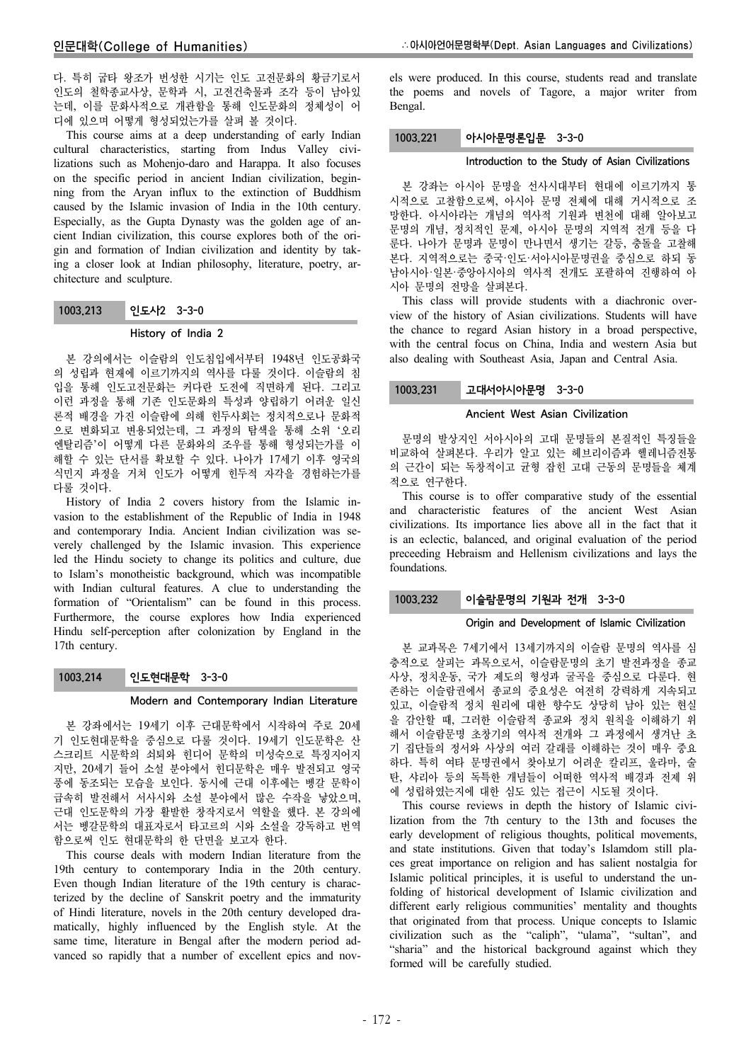다. 특히 굽타 왕조가 번성한 시기는 인도 고전문화의 황금기로서 인도의 철학종교사상, 문학과 시, 고전건축물과 조각 등이 남아있는데, 이를 문화사적으로 개관함을 통해 인도문화의 정체성이 어디에 있으며 어떻게 형성되었는가를 살펴 볼 것이다.

This course aims at a deep understanding of early Indian cultural characteristics, starting from Indus Valley civilizations such as Mohenjo-daro and Harappa. It also focuses on the specific period in ancient Indian civilization, beginning from the Aryan influx to the extinction of Buddhism caused by the Islamic invasion of India in the 10th century. Especially, as the Gupta Dynasty was the golden age of ancient Indian civilization, this course explores both of the origin and formation of Indian civilization and identity by taking a closer look at Indian philosophy, literature, poetry, architecture and sculpture.

### 1003.213 인도사2 3-3-0

**History of India 2**

본 강의에서는 이슬람의 인도침입에서부터 1948년 인도공화국의 성립과 현재에 이르기까지의 역사를 다룰 것이다. 이슬람의 침입을 통해 인도고전문화는 커다란 도전에 직면하게 된다. 그리고 이런 과정을 통해 기존 인도문화의 특성과 양립하기 어려운 일신론적 배경을 가진 이슬람에 의해 힌두사회는 정치적으로나 문화적으로 변화되고 변용되었는데, 그 과정의 탐색을 통해 소위 '오리엔탈리즘'이 어떻게 다른 문화와의 조우를 통해 형성되는가를 이해할 수 있는 단서를 확보할 수 있다. 나아가 17세기 이후 영국의 식민지 과정을 거쳐 인도가 어떻게 힌두적 자각을 경험하는가를 다룰 것이다.

History of India 2 covers history from the Islamic invasion to the establishment of the Republic of India in 1948 and contemporary India. Ancient Indian civilization was severely challenged by the Islamic invasion. This experience led the Hindu society to change its politics and culture, due to Islam's monotheistic background, which was incompatible with Indian cultural features. A clue to understanding the formation of "Orientalism" can be found in this process. Furthermore, the course explores how India experienced Hindu self-perception after colonization by England in the 17th century.

### 1003.214 인도현대문학 3-3-0

**Modern and Contemporary Indian Literature**

본 강좌에서는 19세기 이후 근대문학에서 시작하여 주로 20세기 인도현대문학을 중심으로 다룰 것이다. 19세기 인도문학은 산스크리트 시문학의 쇠퇴와 힌디어 문학의 미성숙으로 특징지어지지만, 20세기 들어 소설 분야에서 힌디문학은 매우 발전되고 영국풍에 동조되는 모습을 보인다. 동시에 근대 이후에는 벵갈 문학이 급속히 발전해서 서사시와 소설 분야에서 많은 수작을 낳았으며, 근대 인도문학의 가장 활발한 창작지로서 역할을 했다. 본 강의에서는 벵갈문학의 대표자로서 타고르의 시와 소설을 강독하고 번역함으로써 인도 현대문학의 한 단면을 보고자 한다.

This course deals with modern Indian literature from the 19th century to contemporary India in the 20th century. Even though Indian literature of the 19th century is characterized by the decline of Sanskrit poetry and the immaturity of Hindi literature, novels in the 20th century developed dramatically, highly influenced by the English style. At the same time, literature in Bengal after the modern period advanced so rapidly that a number of excellent epics and novels were produced. In this course, students read and translate the poems and novels of Tagore, a major writer from Bengal.

### 1003.221 아시아문명론입문 3-3-0

**Introduction to the Study of Asian Civilizations**

본 강좌는 아시아 문명을 선사시대부터 현대에 이르기까지 통시적으로 고찰함으로써, 아시아 문명 전체에 대해 거시적으로 조망한다. 아시아라는 개념의 역사적 기원과 변천에 대해 알아보고 문명의 개념, 정치적인 문제, 아시아 문명의 지역적 전개 등을 다룬다. 나아가 문명과 문명이 만나면서 생기는 갈등, 충돌을 고찰해 본다. 지역적으로는 중국·인도·서아시아문명권을 중심으로 하되 동남아시아·일본·중앙아시아의 역사적 전개도 포괄하여 진행하여 아시아 문명의 전망을 살펴본다.

This class will provide students with a diachronic overview of the history of Asian civilizations. Students will have the chance to regard Asian history in a broad perspective, with the central focus on China, India and western Asia but also dealing with Southeast Asia, Japan and Central Asia.

### 1003.231 고대서아시아문명 3-3-0

**Ancient West Asian Civilization**

문명의 발상지인 서아시아의 고대 문명들의 본질적인 특징들을 비교하여 살펴본다. 우리가 알고 있는 헤브리이즘과 헬레니즘전통의 근간이 되는 독창적이고 균형 잡힌 고대 근동의 문명들을 체계적으로 연구한다.

This course is to offer comparative study of the essential and characteristic features of the ancient West Asian civilizations. Its importance lies above all in the fact that it is an eclectic, balanced, and original evaluation of the period preceeding Hebraism and Hellenism civilizations and lays the foundations.

### 1003.232 이슬람문명의 기원과 전개 3-3-0

**Origin and Development of Islamic Civilization**

본 교과목은 7세기에서 13세기까지의 이슬람 문명의 역사를 심층적으로 살피는 과목으로서, 이슬람문명의 초기 발전과정을 종교사상, 정치운동, 국가 제도의 형성과 굴곡을 중심으로 다룬다. 현존하는 이슬람권에서 종교의 중요성은 여전히 강력하게 지속되고 있고, 이슬람적 정치 원리에 대한 향수도 상당히 남아 있는 현실을 감안할 때, 그러한 이슬람적 종교와 정치 원칙을 이해하기 위해서 이슬람문명 초창기의 역사적 전개와 그 과정에서 생겨난 초기 집단들의 정서와 사상의 여러 갈래를 이해하는 것이 매우 중요하다. 특히 여타 문명권에서 찾아보기 어려운 칼리프, 울라마, 술탄, 샤리아 등의 독특한 개념들이 어떠한 역사적 배경과 전제 위에 성립하였는지에 대한 심도 있는 접근이 시도될 것이다.

This course reviews in depth the history of Islamic civilization from the 7th century to the 13th and focuses the early development of religious thoughts, political movements, and state institutions. Given that today's Islamdom still places great importance on religion and has salient nostalgia for Islamic political principles, it is useful to understand the unfolding of historical development of Islamic civilization and different early religious communities' mentality and thoughts that originated from that process. Unique concepts to Islamic civilization such as the "caliph", "ulama", "sultan", and "sharia" and the historical background against which they formed will be carefully studied.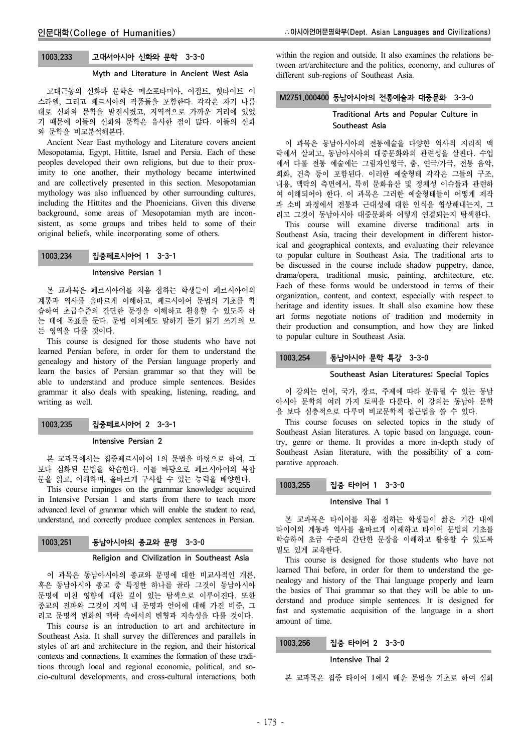### 1003.233 고대서아시아 신화와 문학 3-3-0

**Myth and Literature in Ancient West Asia**

고대근동의 신화와 문학은 메소포타미아, 이집트, 힛타이트 이스라엘, 그리고 페르시아의 작품들을 포함한다. 각각은 자기 나름대로 신화와 문학을 발전시켰고, 지역적으로 가까운 거리에 있었기 때문에 이들의 신화와 문학은 유사한 점이 많다. 이들의 신화와 문학을 비교분석해본다.

Ancient Near East mythology and Literature covers ancient Mesopotamia, Egypt, Hittite, Israel and Persia. Each of these peoples developed their own religions, but due to their proximity to one another, their mythology became intertwined and are collectively presented in this section. Mesopotamian mythology was also influenced by other surrounding cultures, including the Hittites and the Phoenicians. Given this diverse background, some areas of Mesopotamian myth are inconsistent, as some groups and tribes held to some of their original beliefs, while incorporating some of others.

### 1003.234 집중페르시아어 1 3-3-1

**Intensive Persian 1**

본 교과목은 페르시아어를 처음 접하는 학생들이 페르시아어의 계통과 역사를 올바르게 이해하고, 페르시아어 문법의 기초를 학습하여 초급수준의 간단한 문장을 이해하고 활용할 수 있도록 하는 데에 목표를 둔다. 문법 이외에도 말하기 듣기 읽기 쓰기의 모든 영역을 다룰 것이다.

This course is designed for those students who have not learned Persian before, in order for them to understand the genealogy and history of the Persian language properly and learn the basics of Persian grammar so that they will be able to understand and produce simple sentences. Besides grammar it also deals with speaking, listening, reading, and writing as well.

### 1003.235 집중페르시아어 2 3-3-1

**Intensive Persian 2**

본 교과목에서는 집중페르시아어 1의 문법을 바탕으로 하여, 그보다 심화된 문법을 학습한다. 이를 바탕으로 페르시아어의 복합문을 읽고, 이해하며, 올바르게 구사할 수 있는 능력을 배양한다.

This course impinges on the grammar knowledge acquired in Intensive Persian 1 and starts from there to teach more advanced level of grammar which will enable the student to read, understand, and correctly produce complex sentences in Persian.

### 1003.251 동남아시아의 종교와 문명 3-3-0

**Religion and Civilization in Southeast Asia**

이 과목은 동남아시아의 종교와 문명에 대한 비교사적인 개론, 혹은 동남아시아 종교 중 특정한 하나를 골라 그것이 동남아시아 문명에 미친 영향에 대한 깊이 있는 탐색으로 이루어진다. 또한 종교의 전파와 그것이 지역 내 문명과 언어에 대해 가진 비중, 그리고 문명적 변화의 맥락 속에서의 변형과 지속성을 다룰 것이다.

This course is an introduction to art and architecture in Southeast Asia. It shall survey the differences and parallels in styles of art and architecture in the region, and their historical contexts and connections. It examines the formation of these traditions through local and regional economic, political, and socio-cultural developments, and cross-cultural interactions, both within the region and outside. It also examines the relations between art/architecture and the politics, economy, and cultures of different sub-regions of Southeast Asia.

### M2751.000400 동남아시아의 전통예술과 대중문화 3-3-0

**Traditional Arts and Popular Culture in Southeast Asia**

이 과목은 동남아시아의 전통예술을 다양한 역사적 지리적 맥락에서 살피고, 동남아시아의 대중문화와의 관련성을 살핀다. 수업에서 다룰 전통 예술에는 그림자인형극, 춤, 연극/가극, 전통 음악, 회화, 건축 등이 포함된다. 이러한 예술형태 각각은 그들의 구조, 내용, 맥락의 측면에서, 특히 문화유산 및 정체성 이슈들과 관련하여 이해되어야 한다. 이 과목은 그러한 예술형태들이 어떻게 제작과 소비 과정에서 전통과 근대성에 대한 인식을 협상해내는지, 그리고 그것이 동남아시아 대중문화와 어떻게 연결되는지 탐색한다.

This course will examine diverse traditional arts in Southeast Asia, tracing their development in different historical and geographical contexts, and evaluating their relevance to popular culture in Southeast Asia. The traditional arts to be discussed in the course include shadow puppetry, dance, drama/opera, traditional music, painting, architecture, etc. Each of these forms would be understood in terms of their organization, content, and context, especially with respect to heritage and identity issues. It shall also examine how these art forms negotiate notions of tradition and modernity in their production and consumption, and how they are linked to popular culture in Southeast Asia.

### 1003.254 동남아시아 문학 특강 3-3-0

**Southeast Asian Literatures: Special Topics**

이 강의는 언어, 국가, 장르, 주제에 따라 분류될 수 있는 동남아시아 문학의 여러 가지 토픽을 다룬다. 이 강의는 동남아 문학을 보다 심층적으로 다루며 비교문학적 접근법을 쓸 수 있다.

This course focuses on selected topics in the study of Southeast Asian literatures. A topic based on language, country, genre or theme. It provides a more in-depth study of Southeast Asian literature, with the possibility of a comparative approach.

### 1003.255 집중 타이어 1 3-3-0

**Intensive Thai 1**

본 교과목은 타이어를 처음 접하는 학생들이 짧은 기간 내에 타이어의 계통과 역사를 올바르게 이해하고 타이어 문법의 기초를 학습하여 초급 수준의 간단한 문장을 이해하고 활용할 수 있도록 밀도 있게 교육한다.

This course is designed for those students who have not learned Thai before, in order for them to understand the genealogy and history of the Thai language properly and learn the basics of Thai grammar so that they will be able to understand and produce simple sentences. It is designed for fast and systematic acquisition of the language in a short amount of time.

### 1003.256 집중 타이어 2 3-3-0

**Intensive Thai 2**

본 교과목은 집중 타이어 1에서 배운 문법을 기초로 하여 심화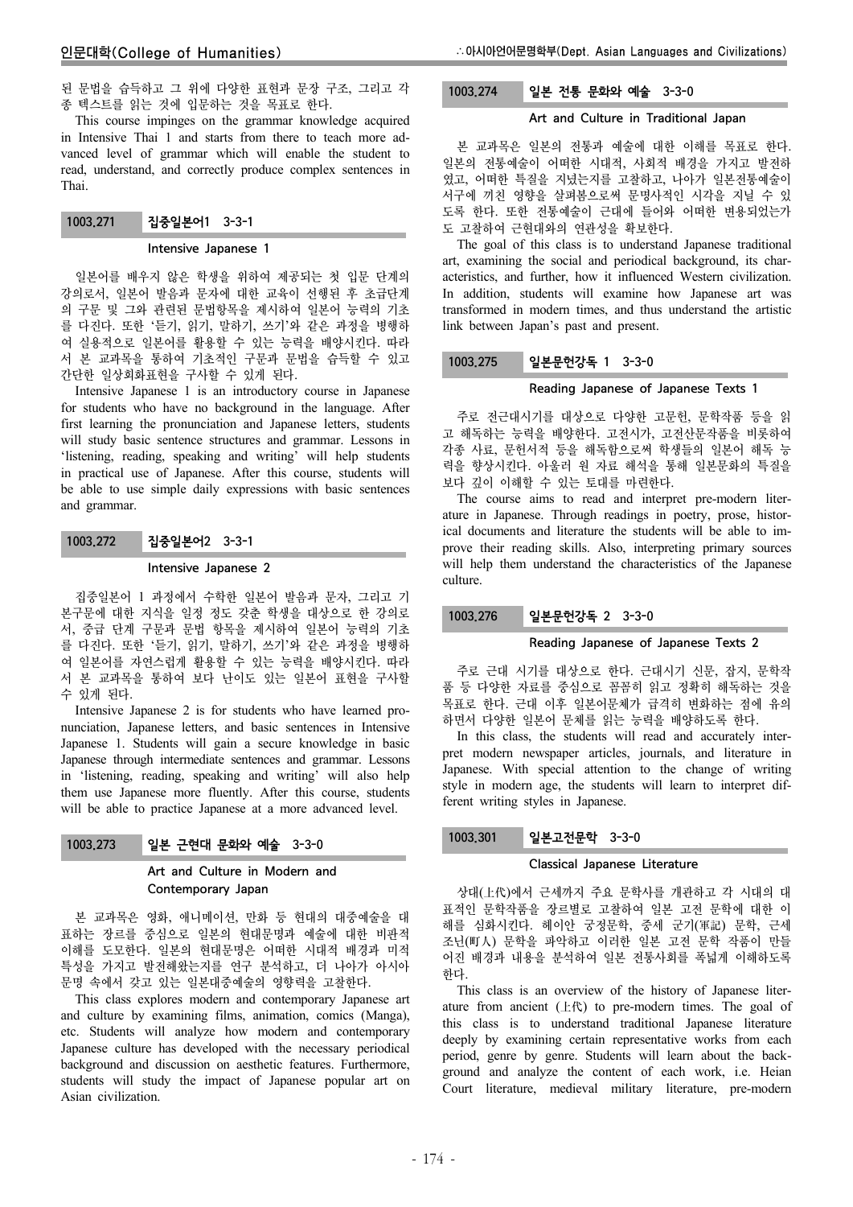된 문법을 습득하고 그 위에 다양한 표현과 문장 구조, 그리고 각종 텍스트를 읽는 것에 입문하는 것을 목표로 한다.

This course impinges on the grammar knowledge acquired in Intensive Thai 1 and starts from there to teach more advanced level of grammar which will enable the student to read, understand, and correctly produce complex sentences in Thai.

### 1003.271 집중일본어1 3-3-1

**Intensive Japanese 1**

일본어를 배우지 않은 학생을 위하여 제공되는 첫 입문 단계의 강의로서, 일본어 발음과 문자에 대한 교육이 선행된 후 초급단계의 구문 및 그와 관련된 문법항목을 제시하여 일본어 능력의 기초를 다진다. 또한 '듣기, 읽기, 말하기, 쓰기'와 같은 과정을 병행하여 실용적으로 일본어를 활용할 수 있는 능력을 배양시킨다. 따라서 본 교과목을 통하여 기초적인 구문과 문법을 습득할 수 있고 간단한 일상회화표현을 구사할 수 있게 된다.

Intensive Japanese 1 is an introductory course in Japanese for students who have no background in the language. After first learning the pronunciation and Japanese letters, students will study basic sentence structures and grammar. Lessons in 'listening, reading, speaking and writing' will help students in practical use of Japanese. After this course, students will be able to use simple daily expressions with basic sentences and grammar.

### 1003.272 집중일본어2 3-3-1

**Intensive Japanese 2**

집중일본어 1 과정에서 수학한 일본어 발음과 문자, 그리고 기본구문에 대한 지식을 일정 정도 갖춘 학생을 대상으로 한 강의로서, 중급 단계 구문과 문법 항목을 제시하여 일본어 능력의 기초를 다진다. 또한 '듣기, 읽기, 말하기, 쓰기'와 같은 과정을 병행하여 일본어를 자연스럽게 활용할 수 있는 능력을 배양시킨다. 따라서 본 교과목을 통하여 보다 난이도 있는 일본어 표현을 구사할 수 있게 된다.

Intensive Japanese 2 is for students who have learned pronunciation, Japanese letters, and basic sentences in Intensive Japanese 1. Students will gain a secure knowledge in basic Japanese through intermediate sentences and grammar. Lessons in 'listening, reading, speaking and writing' will also help them use Japanese more fluently. After this course, students will be able to practice Japanese at a more advanced level.

### 1003.273 일본 근현대 문화와 예술 3-3-0

**Art and Culture in Modern and Contemporary Japan**

본 교과목은 영화, 애니메이션, 만화 등 현대의 대중예술을 대표하는 장르를 중심으로 일본의 현대문명과 예술에 대한 비판적 이해를 도모한다. 일본의 현대문명은 어떠한 시대적 배경과 미적 특성을 가지고 발전해왔는지를 연구 분석하고, 더 나아가 아시아 문명 속에서 갖고 있는 일본대중예술의 영향력을 고찰한다.

This class explores modern and contemporary Japanese art and culture by examining films, animation, comics (Manga), etc. Students will analyze how modern and contemporary Japanese culture has developed with the necessary periodical background and discussion on aesthetic features. Furthermore, students will study the impact of Japanese popular art on Asian civilization.

### 1003.274 일본 전통 문화와 예술 3-3-0

**Art and Culture in Traditional Japan**

본 교과목은 일본의 전통과 예술에 대한 이해를 목표로 한다. 일본의 전통예술이 어떠한 시대적, 사회적 배경을 가지고 발전하였고, 어떠한 특질을 지녔는지를 고찰하고, 나아가 일본전통예술이 서구에 끼친 영향을 살펴봄으로써 문명사적인 시각을 지닐 수 있도록 한다. 또한 전통예술이 근대에 들어와 어떠한 변용되었는가도 고찰하여 근현대와의 연관성을 확보한다.

The goal of this class is to understand Japanese traditional art, examining the social and periodical background, its characteristics, and further, how it influenced Western civilization. In addition, students will examine how Japanese art was transformed in modern times, and thus understand the artistic link between Japan's past and present.

### 1003.275 일본문헌강독 1 3-3-0

**Reading Japanese of Japanese Texts 1**

주로 전근대시기를 대상으로 다양한 고문헌, 문학작품 등을 읽고 해독하는 능력을 배양한다. 고전시가, 고전산문작품을 비롯하여 각종 사료, 문헌서적 등을 해독함으로써 학생들의 일본어 해독 능력을 향상시킨다. 아울러 원 자료 해석을 통해 일본문화의 특질을 보다 깊이 이해할 수 있는 토대를 마련한다.

The course aims to read and interpret pre-modern literature in Japanese. Through readings in poetry, prose, historical documents and literature the students will be able to improve their reading skills. Also, interpreting primary sources will help them understand the characteristics of the Japanese culture.

### 1003.276 일본문헌강독 2 3-3-0

**Reading Japanese of Japanese Texts 2**

주로 근대 시기를 대상으로 한다. 근대시기 신문, 잡지, 문학작품 등 다양한 자료를 중심으로 꼼꼼히 읽고 정확히 해독하는 것을 목표로 한다. 근대 이후 일본어문체가 급격히 변화하는 점에 유의하면서 다양한 일본어 문체를 읽는 능력을 배양하도록 한다.

In this class, the students will read and accurately interpret modern newspaper articles, journals, and literature in Japanese. With special attention to the change of writing style in modern age, the students will learn to interpret different writing styles in Japanese.

### 1003.301 일본고전문학 3-3-0

**Classical Japanese Literature**

상대(上代)에서 근세까지 주요 문학사를 개관하고 각 시대의 대표적인 문학작품을 장르별로 고찰하여 일본 고전 문학에 대한 이해를 심화시킨다. 헤이안 궁정문학, 중세 군기(軍記) 문학, 근세 조닌(町人) 문학을 파악하고 이러한 일본 고전 문학 작품이 만들어진 배경과 내용을 분석하여 일본 전통사회를 폭넓게 이해하도록 한다.

This class is an overview of the history of Japanese literature from ancient (上代) to pre-modern times. The goal of this class is to understand traditional Japanese literature deeply by examining certain representative works from each period, genre by genre. Students will learn about the background and analyze the content of each work, i.e. Heian Court literature, medieval military literature, pre-modern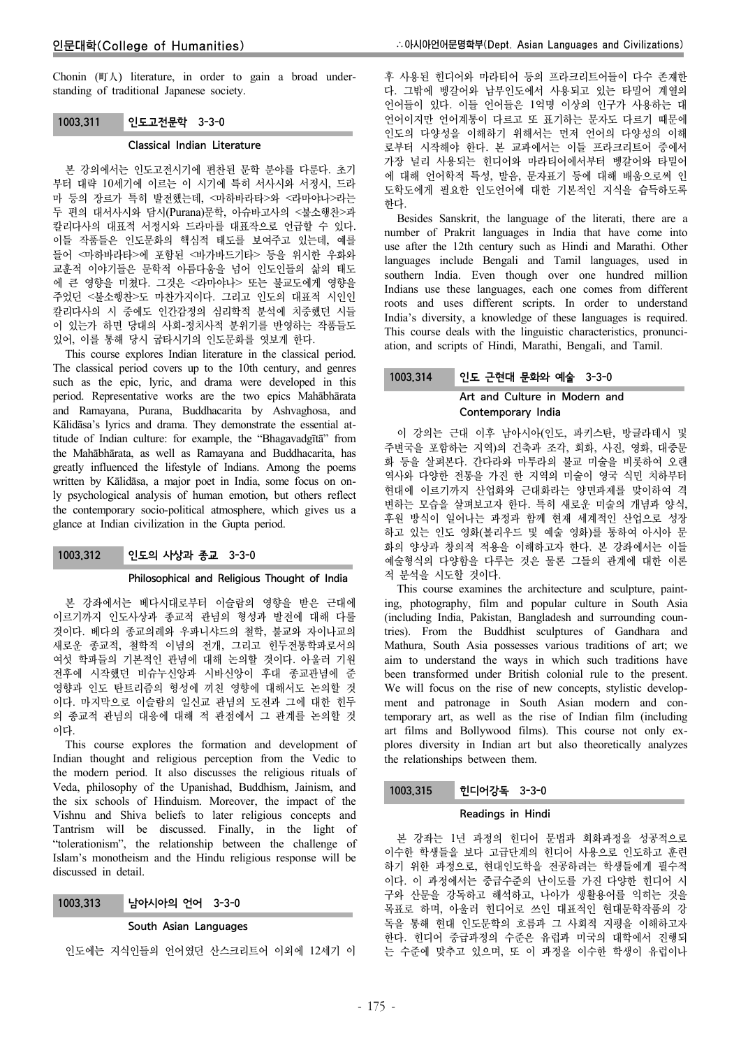Chonin (町人) literature, in order to gain a broad understanding of traditional Japanese society.

### 1003.311 인도고전문학 3-3-0

**Classical Indian Literature**

본 강의에서는 인도고전시기에 편찬된 문학 분야를 다룬다. 초기부터 대략 10세기에 이르는 이 시기에 특히 서사시와 서정시, 드라마 등의 장르가 특히 발전했는데, <마하바라타>와 <라마야나>라는 두 편의 대서사시와 담시(Purana)문학, 아슈바고사의 <불소행찬>과 칼리다사의 대표적 서정시와 드라마를 대표작으로 언급할 수 있다. 이들 작품들은 인도문화의 핵심적 태도를 보여주고 있는데, 예를 들어 <마하바라타>에 포함된 <바가바드기타> 등을 위시한 우화와 교훈적 이야기들은 문학적 아름다움을 넘어 인도인들의 삶의 태도에 큰 영향을 미쳤다. 그것은 <라마야나> 또는 불교도에게 영향을 주었던 <불소행찬>도 마찬가지이다. 그리고 인도의 대표적 시인인 칼리다사의 시 중에도 인간감정의 심리학적 분석에 치중했던 시들이 있는가 하면 당대의 사회-정치사적 분위기를 반영하는 작품들도 있어, 이를 통해 당시 굽타시기의 인도문화를 엿보게 한다.

This course explores Indian literature in the classical period. The classical period covers up to the 10th century, and genres such as the epic, lyric, and drama were developed in this period. Representative works are the two epics Mahābhārata and Ramayana, Purana, Buddhacarita by Ashvaghosa, and Kālidāsa's lyrics and drama. They demonstrate the essential attitude of Indian culture: for example, the "Bhagavadgītā" from the Mahābhārata, as well as Ramayana and Buddhacarita, has greatly influenced the lifestyle of Indians. Among the poems written by Kālidāsa, a major poet in India, some focus on only psychological analysis of human emotion, but others reflect the contemporary socio-political atmosphere, which gives us a glance at Indian civilization in the Gupta period.

### 1003.312 인도의 사상과 종교 3-3-0

**Philosophical and Religious Thought of India**

본 강좌에서는 베다시대로부터 이슬람의 영향을 받은 근대에 이르기까지 인도사상과 종교적 관념의 형성과 발전에 대해 다룰 것이다. 베다의 종교의례와 우파니샤드의 철학, 불교와 자이나교의 새로운 종교적, 철학적 이념의 전개, 그리고 힌두전통학파로서의 여섯 학파들의 기본적인 관념에 대해 논의할 것이다. 아울러 기원 전후에 시작했던 비슈누신앙과 시바신앙이 후대 종교관념에 준 영향과 인도 탄트리즘의 형성에 끼친 영향에 대해서도 논의할 것이다. 마지막으로 이슬람의 일신교 관념의 도전과 그에 대한 힌두의 종교적 관념의 대응에 대해 적 관점에서 그 관계를 논의할 것이다.

This course explores the formation and development of Indian thought and religious perception from the Vedic to the modern period. It also discusses the religious rituals of Veda, philosophy of the Upanishad, Buddhism, Jainism, and the six schools of Hinduism. Moreover, the impact of the Vishnu and Shiva beliefs to later religious concepts and Tantrism will be discussed. Finally, in the light of "tolerationism", the relationship between the challenge of Islam's monotheism and the Hindu religious response will be discussed in detail.

### 1003.313 남아시아의 언어 3-3-0

**South Asian Languages**

인도에는 지식인들의 언어였던 산스크리트어 이외에 12세기 이후 사용된 힌디어와 마라티어 등의 프라크리트어들이 다수 존재한다. 그밖에 벵갈어와 남부인도에서 사용되고 있는 타밀어 계열의 언어들이 있다. 이들 언어들은 1억명 이상의 인구가 사용하는 대언어이지만 언어계통이 다르고 또 표기하는 문자도 다르기 때문에 인도의 다양성을 이해하기 위해서는 먼저 언어의 다양성의 이해로부터 시작해야 한다. 본 교과에서는 이들 프라크리트어 중에서 가장 널리 사용되는 힌디어와 마라티어에서부터 벵갈어와 타밀어에 대해 언어학적 특성, 발음, 문자표기 등에 대해 배움으로써 인도학도에게 필요한 인도언어에 대한 기본적인 지식을 습득하도록 한다.

Besides Sanskrit, the language of the literati, there are a number of Prakrit languages in India that have come into use after the 12th century such as Hindi and Marathi. Other languages include Bengali and Tamil languages, used in southern India. Even though over one hundred million Indians use these languages, each one comes from different roots and uses different scripts. In order to understand India's diversity, a knowledge of these languages is required. This course deals with the linguistic characteristics, pronunciation, and scripts of Hindi, Marathi, Bengali, and Tamil.

### 1003.314 인도 근현대 문화와 예술 3-3-0

**Art and Culture in Modern and Contemporary India**

이 강의는 근대 이후 남아시아(인도, 파키스탄, 방글라데시 및 주변국을 포함하는 지역)의 건축과 조각, 회화, 사진, 영화, 대중문화 등을 살펴본다. 간다라와 마투라의 불교 미술을 비롯하여 오랜 역사와 다양한 전통을 가진 한 지역의 미술이 영국 식민 치하부터 현대에 이르기까지 산업화와 근대화라는 양면과제를 맞이하여 격변하는 모습을 살펴보고자 한다. 특히 새로운 미술의 개념과 양식, 후원 방식이 일어나는 과정과 함께 현재 세계적인 산업으로 성장하고 있는 인도 영화(볼리우드 및 예술 영화)를 통하여 아시아 문화의 양상과 창의적 적용을 이해하고자 한다. 본 강좌에서는 이들 예술형식의 다양함을 다루는 것은 물론 그들의 관계에 대한 이론적 분석을 시도할 것이다.

This course examines the architecture and sculpture, painting, photography, film and popular culture in South Asia (including India, Pakistan, Bangladesh and surrounding countries). From the Buddhist sculptures of Gandhara and Mathura, South Asia possesses various traditions of art; we aim to understand the ways in which such traditions have been transformed under British colonial rule to the present. We will focus on the rise of new concepts, stylistic development and patronage in South Asian modern and contemporary art, as well as the rise of Indian film (including art films and Bollywood films). This course not only explores diversity in Indian art but also theoretically analyzes the relationships between them.

### 1003.315 힌디어강독 3-3-0

**Readings in Hindi**

본 강좌는 1년 과정의 힌디어 문법과 회화과정을 성공적으로 이수한 학생들을 보다 고급단계의 힌디어 사용으로 인도하고 훈련하기 위한 과정으로, 현대인도학을 전공하려는 학생들에게 필수적이다. 이 과정에서는 중급수준의 난이도를 가진 다양한 힌디어 시구와 산문을 강독하고 해석하고, 나아가 생활용어를 익히는 것을 목표로 하며, 아울러 힌디어로 쓰인 대표적인 현대문학작품의 강독을 통해 현대 인도문학의 흐름과 그 사회적 지평을 이해하고자 한다. 힌디어 중급과정의 수준은 유럽과 미국의 대학에서 진행되는 수준에 맞추고 있으며, 또 이 과정을 이수한 학생이 유럽이나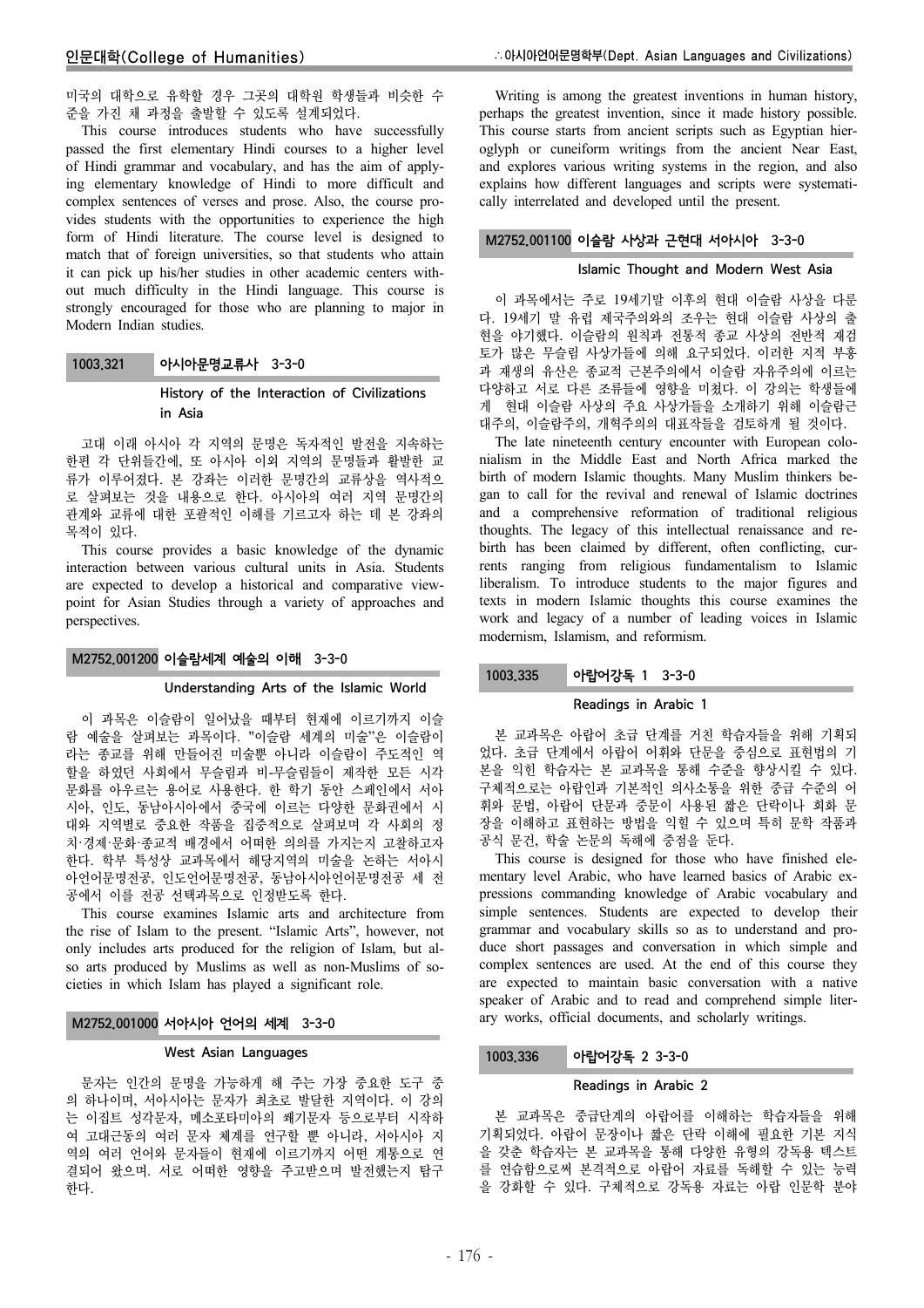미국의 대학으로 유학할 경우 그곳의 대학원 학생들과 비슷한 수준을 가진 채 과정을 출발할 수 있도록 설계되었다.

This course introduces students who have successfully passed the first elementary Hindi courses to a higher level of Hindi grammar and vocabulary, and has the aim of applying elementary knowledge of Hindi to more difficult and complex sentences of verses and prose. Also, the course provides students with the opportunities to experience the high form of Hindi literature. The course level is designed to match that of foreign universities, so that students who attain it can pick up his/her studies in other academic centers without much difficulty in the Hindi language. This course is strongly encouraged for those who are planning to major in Modern Indian studies.

### 1003.321 아시아문명교류사 3-3-0

**History of the Interaction of Civilizations in Asia**

고대 이래 아시아 각 지역의 문명은 독자적인 발전을 지속하는 한편 각 단위들간에, 또 아시아 이외 지역의 문명들과 활발한 교류가 이루어졌다. 본 강좌는 이러한 문명간의 교류상을 역사적으로 살펴보는 것을 내용으로 한다. 아시아의 여러 지역 문명간의 관계와 교류에 대한 포괄적인 이해를 기르고자 하는 데 본 강좌의 목적이 있다.

This course provides a basic knowledge of the dynamic interaction between various cultural units in Asia. Students are expected to develop a historical and comparative viewpoint for Asian Studies through a variety of approaches and perspectives.

### M2752.001200 이슬람세계 예술의 이해 3-3-0

**Understanding Arts of the Islamic World**

이 과목은 이슬람이 일어났을 때부터 현재에 이르기까지 이슬람 예술을 살펴보는 과목이다. "이슬람 세계의 미술"은 이슬람이라는 종교를 위해 만들어진 미술뿐 아니라 이슬람이 주도적인 역할을 하였던 사회에서 무슬림과 비-무슬림들이 제작한 모든 시각문화를 아우르는 용어로 사용한다. 한 학기 동안 스페인에서 서아시아, 인도, 동남아시아에서 중국에 이르는 다양한 문화권에서 시대와 지역별로 중요한 작품을 집중적으로 살펴보며 각 사회의 정치·경제·문화·종교적 배경에서 어떠한 의의를 가지는지 고찰하고자 한다. 학부 특성상 교과목에서 해당지역의 미술을 논하는 서아시아언어문명전공, 인도언어문명전공, 동남아시아언어문명전공 세 전공에서 이를 전공 선택과목으로 인정받도록 한다.

This course examines Islamic arts and architecture from the rise of Islam to the present. "Islamic Arts", however, not only includes arts produced for the religion of Islam, but also arts produced by Muslims as well as non-Muslims of societies in which Islam has played a significant role.

### M2752.001000 서아시아 언어의 세계 3-3-0

**West Asian Languages**

문자는 인간의 문명을 가능하게 해 주는 가장 중요한 도구 중의 하나이며, 서아시아는 문자가 최초로 발달한 지역이다. 이 강의는 이집트 성각문자, 메소포타미아의 쐐기문자 등으로부터 시작하여 고대근동의 여러 문자 체계를 연구할 뿐 아니라, 서아시아 지역의 여러 언어와 문자들이 현재에 이르기까지 어떤 계통으로 연결되어 왔으며. 서로 어떠한 영향을 주고받으며 발전했는지 탐구한다.

Writing is among the greatest inventions in human history, perhaps the greatest invention, since it made history possible. This course starts from ancient scripts such as Egyptian hieroglyph or cuneiform writings from the ancient Near East, and explores various writing systems in the region, and also explains how different languages and scripts were systematically interrelated and developed until the present.

### M2752.001100 이슬람 사상과 근현대 서아시아 3-3-0

**Islamic Thought and Modern West Asia**

이 과목에서는 주로 19세기말 이후의 현대 이슬람 사상을 다룬다. 19세기 말 유럽 제국주의와의 조우는 현대 이슬람 사상의 출현을 야기했다. 이슬람의 원칙과 전통적 종교 사상의 전반적 재검토가 많은 무슬림 사상가들에 의해 요구되었다. 이러한 지적 부흥과 재생의 유산은 종교적 근본주의에서 이슬람 자유주의에 이르는 다양하고 서로 다른 조류들에 영향을 미쳤다. 이 강의는 학생들에게 현대 이슬람 사상의 주요 사상가들을 소개하기 위해 이슬람근대주의, 이슬람주의, 개혁주의의 대표작들을 검토하게 될 것이다.

The late nineteenth century encounter with European colonialism in the Middle East and North Africa marked the birth of modern Islamic thoughts. Many Muslim thinkers began to call for the revival and renewal of Islamic doctrines and a comprehensive reformation of traditional religious thoughts. The legacy of this intellectual renaissance and rebirth has been claimed by different, often conflicting, currents ranging from religious fundamentalism to Islamic liberalism. To introduce students to the major figures and texts in modern Islamic thoughts this course examines the work and legacy of a number of leading voices in Islamic modernism, Islamism, and reformism.

### 1003.335 아랍어강독 1 3-3-0

**Readings in Arabic 1**

본 교과목은 아랍어 초급 단계를 거친 학습자들을 위해 기획되었다. 초급 단계에서 아랍어 어휘와 단문을 중심으로 표현법의 기본을 익힌 학습자는 본 교과목을 통해 수준을 향상시킬 수 있다. 구체적으로는 아랍인과 기본적인 의사소통을 위한 중급 수준의 어휘와 문법, 아랍어 단문과 중문이 사용된 짧은 단락이나 회화 문장을 이해하고 표현하는 방법을 익힐 수 있으며 특히 문학 작품과 공식 문건, 학술 논문의 독해에 중점을 둔다.

This course is designed for those who have finished elementary level Arabic, who have learned basics of Arabic expressions commanding knowledge of Arabic vocabulary and simple sentences. Students are expected to develop their grammar and vocabulary skills so as to understand and produce short passages and conversation in which simple and complex sentences are used. At the end of this course they are expected to maintain basic conversation with a native speaker of Arabic and to read and comprehend simple literary works, official documents, and scholarly writings.

### 1003.336 아랍어강독 2 3-3-0

**Readings in Arabic 2**

본 교과목은 중급단계의 아랍어를 이해하는 학습자들을 위해 기획되었다. 아랍어 문장이나 짧은 단락 이해에 필요한 기본 지식을 갖춘 학습자는 본 교과목을 통해 다양한 유형의 강독용 텍스트를 연습함으로써 본격적으로 아랍어 자료를 독해할 수 있는 능력을 강화할 수 있다. 구체적으로 강독용 자료는 아랍 인문학 분야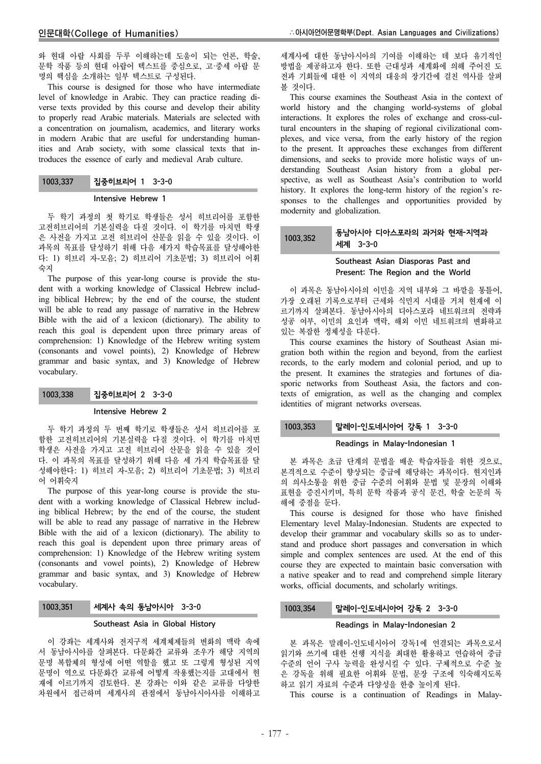와 현대 아랍 사회를 두루 이해하는데 도움이 되는 언론, 학술, 문학 작품 등의 현대 아랍어 텍스트를 중심으로, 고·중세 아랍 문명의 핵심을 소개하는 일부 텍스트로 구성된다.

This course is designed for those who have intermediate level of knowledge in Arabic. They can practice reading diverse texts provided by this course and develop their ability to properly read Arabic materials. Materials are selected with a concentration on journalism, academics, and literary works in modern Arabic that are useful for understanding humanities and Arab society, with some classical texts that introduces the essence of early and medieval Arab culture.

### 1003.337 집중히브리어 1 3-3-0

**Intensive Hebrew 1**

두 학기 과정의 첫 학기로 학생들은 성서 히브리어를 포함한 고전히브리어의 기본실력을 다질 것이다. 이 학기를 마치면 학생은 사전을 가지고 고전 히브리어 산문을 읽을 수 있을 것이다. 이 과목의 목표를 달성하기 위해 다음 세가지 학습목표를 달성해야한다: 1) 히브리 자-모음; 2) 히브리어 기초문법; 3) 히브리어 어휘숙지

The purpose of this year-long course is provide the student with a working knowledge of Classical Hebrew including biblical Hebrew; by the end of the course, the student will be able to read any passage of narrative in the Hebrew Bible with the aid of a lexicon (dictionary). The ability to reach this goal is dependent upon three primary areas of comprehension: 1) Knowledge of the Hebrew writing system (consonants and vowel points), 2) Knowledge of Hebrew grammar and basic syntax, and 3) Knowledge of Hebrew vocabulary.

### 1003.338 집중히브리어 2 3-3-0

**Intensive Hebrew 2**

두 학기 과정의 두 번째 학기로 학생들은 성서 히브리어를 포함한 고전히브리어의 기본실력을 다질 것이다. 이 학기를 마치면 학생은 사전을 가지고 고전 히브리어 산문을 읽을 수 있을 것이다. 이 과목의 목표를 달성하기 위해 다음 세 가지 학습목표를 달성해야한다: 1) 히브리 자-모음; 2) 히브리어 기초문법; 3) 히브리어 어휘숙지

The purpose of this year-long course is provide the student with a working knowledge of Classical Hebrew including biblical Hebrew; by the end of the course, the student will be able to read any passage of narrative in the Hebrew Bible with the aid of a lexicon (dictionary). The ability to reach this goal is dependent upon three primary areas of comprehension: 1) Knowledge of the Hebrew writing system (consonants and vowel points), 2) Knowledge of Hebrew grammar and basic syntax, and 3) Knowledge of Hebrew vocabulary.

### 1003.351 세계사 속의 동남아시아 3-3-0

**Southeast Asia in Global History**

이 강좌는 세계사와 전지구적 세계체제들의 변화의 맥락 속에서 동남아시아를 살펴본다. 다문화간 교류와 조우가 해당 지역의 문명 복합체의 형성에 어떤 역할을 했고 또 그렇게 형성된 지역 문명이 역으로 다문화간 교류에 어떻게 작용했는지를 고대에서 현재에 이르기까지 검토한다. 본 강좌는 이와 같은 교류를 다양한 차원에서 접근하며 세계사의 관점에서 동남아시아사를 이해하고 세계사에 대한 동남아시아의 기여를 이해하는 데 보다 유기적인 방법을 제공하고자 한다. 또한 근대성과 세계화에 의해 주어진 도전과 기회들에 대한 이 지역의 대응의 장기간에 걸친 역사를 살펴볼 것이다.

This course examines the Southeast Asia in the context of world history and the changing world-systems of global interactions. It explores the roles of exchange and cross-cultural encounters in the shaping of regional civilizational complexes, and vice versa, from the early history of the region to the present. It approaches these exchanges from different dimensions, and seeks to provide more holistic ways of understanding Southeast Asian history from a global perspective, as well as Southeast Asia's contribution to world history. It explores the long-term history of the region's responses to the challenges and opportunities provided by modernity and globalization.

### 1003.352 동남아시아 디아스포라의 과거와 현재-지역과 세계 3-3-0

**Southeast Asian Diasporas Past and Present: The Region and the World**

이 과목은 동남아시아의 이민을 지역 내부와 그 바깥을 통틀어, 가장 오래된 기록으로부터 근세와 식민지 시대를 거쳐 현재에 이르기까지 살펴본다. 동남아시아의 디아스포라 네트워크의 전략과 성공 여부, 이민의 요인과 맥락, 해외 이민 네트워크의 변화하고 있는 복잡한 정체성을 다룬다.

This course examines the history of Southeast Asian migration both within the region and beyond, from the earliest records, to the early modern and colonial period, and up to the present. It examines the strategies and fortunes of diasporic networks from Southeast Asia, the factors and contexts of emigration, as well as the changing and complex identities of migrant networks overseas.

### 1003.353 말레이-인도네시아어 강독 1 3-3-0

**Readings in Malay-Indonesian 1**

본 과목은 초급 단계의 문법을 배운 학습자들을 위한 것으로, 본격적으로 수준이 향상되는 중급에 해당하는 과목이다. 현지인과의 의사소통을 위한 중급 수준의 어휘와 문법 및 문장의 이해와 표현을 증진시키며, 특히 문학 작품과 공식 문건, 학술 논문의 독해에 중점을 둔다.

This course is designed for those who have finished Elementary level Malay-Indonesian. Students are expected to develop their grammar and vocabulary skills so as to understand and produce short passages and conversation in which simple and complex sentences are used. At the end of this course they are expected to maintain basic conversation with a native speaker and to read and comprehend simple literary works, official documents, and scholarly writings.

### 1003.354 말레이-인도네시아어 강독 2 3-3-0

**Readings in Malay-Indonesian 2**

본 과목은 말레이-인도네시아어 강독1에 연결되는 과목으로서 읽기와 쓰기에 대한 선행 지식을 최대한 활용하고 연습하여 중급 수준의 언어 구사 능력을 완성시킬 수 있다. 구체적으로 수준 높은 강독을 위해 필요한 어휘와 문법, 문장 구조에 익숙해지도록 하고 읽기 자료의 수준과 다양성을 한층 높이게 된다.

This course is a continuation of Readings in Malay-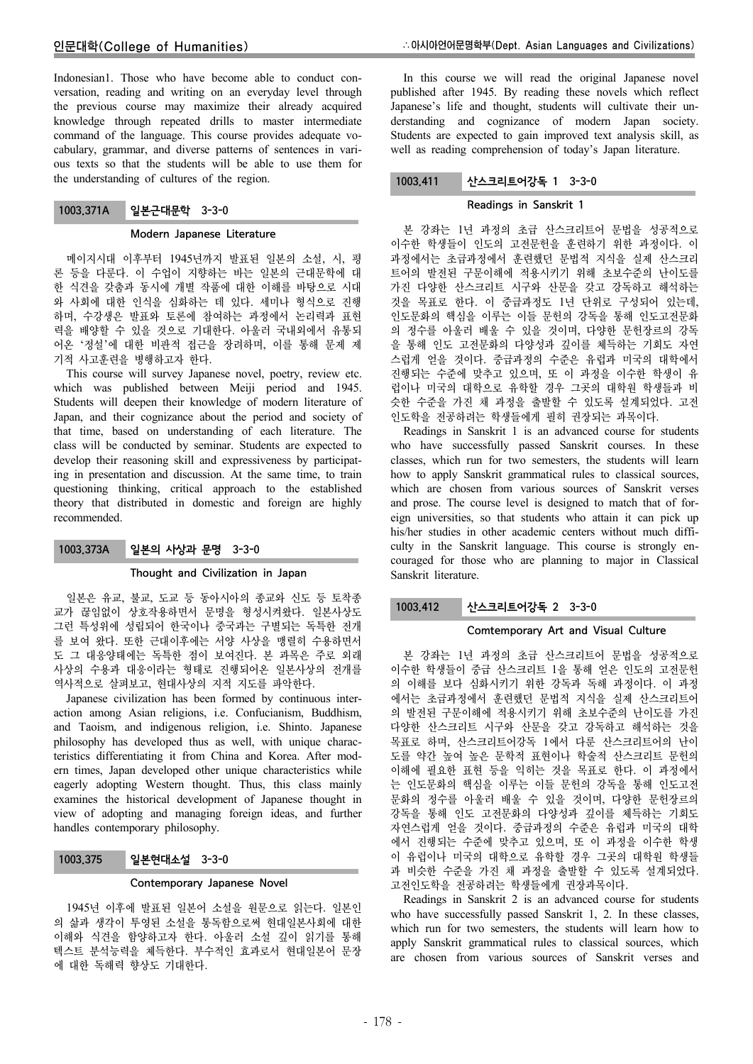Indonesian1. Those who have become able to conduct conversation, reading and writing on an everyday level through the previous course may maximize their already acquired knowledge through repeated drills to master intermediate command of the language. This course provides adequate vocabulary, grammar, and diverse patterns of sentences in various texts so that the students will be able to use them for the understanding of cultures of the region.

### 1003.371A 일본근대문학 3-3-0

#### Modern Japanese Literature

메이지시대 이후부터 1945년까지 발표된 일본의 소설, 시, 평론 등을 다룬다. 이 수업이 지향하는 바는 일본의 근대문학에 대한 식견을 갖춤과 동시에 개별 작품에 대한 이해를 바탕으로 시대와 사회에 대한 인식을 심화하는 데 있다. 세미나 형식으로 진행하며, 수강생은 발표와 토론에 참여하는 과정에서 논리력과 표현력을 배양할 수 있을 것으로 기대한다. 아울러 국내외에서 유통되어온 '정설'에 대한 비판적 접근을 장려하며, 이를 통해 문제 제기적 사고훈련을 병행하고자 한다.

This course will survey Japanese novel, poetry, review etc. which was published between Meiji period and 1945. Students will deepen their knowledge of modern literature of Japan, and their cognizance about the period and society of that time, based on understanding of each literature. The class will be conducted by seminar. Students are expected to develop their reasoning skill and expressiveness by participating in presentation and discussion. At the same time, to train questioning thinking, critical approach to the established theory that distributed in domestic and foreign are highly recommended.

### 1003.373A 일본의 사상과 문명 3-3-0

#### Thought and Civilization in Japan

일본은 유교, 불교, 도교 등 동아시아의 종교와 신도 등 토착종교가 끊임없이 상호작용하면서 문명을 형성시켜왔다. 일본사상도 그런 특성위에 성립되어 한국이나 중국과는 구별되는 독특한 전개를 보여 왔다. 또한 근대이후에는 서양 사상을 맹렬히 수용하면서도 그 대응양태에는 독특한 점이 보여진다. 본 과목은 주로 외래 사상의 수용과 대응이라는 형태로 진행되어온 일본사상의 전개를 역사적으로 살펴보고, 현대사상의 지적 지도를 파악한다.

Japanese civilization has been formed by continuous interaction among Asian religions, i.e. Confucianism, Buddhism, and Taoism, and indigenous religion, i.e. Shinto. Japanese philosophy has developed thus as well, with unique characteristics differentiating it from China and Korea. After modern times, Japan developed other unique characteristics while eagerly adopting Western thought. Thus, this class mainly examines the historical development of Japanese thought in view of adopting and managing foreign ideas, and further handles contemporary philosophy.

### 1003.375 일본현대소설 3-3-0

#### Contemporary Japanese Novel

1945년 이후에 발표된 일본어 소설을 원문으로 읽는다. 일본인의 삶과 생각이 투영된 소설을 통독함으로써 현대일본사회에 대한 이해와 식견을 함양하고자 한다. 아울러 소설 깊이 읽기를 통해 텍스트 분석능력을 체득한다. 부수적인 효과로서 현대일본어 문장에 대한 독해력 향상도 기대한다.

In this course we will read the original Japanese novel published after 1945. By reading these novels which reflect Japanese's life and thought, students will cultivate their understanding and cognizance of modern Japan society. Students are expected to gain improved text analysis skill, as well as reading comprehension of today's Japan literature.

### 1003.411 산스크리트어강독 1 3-3-0

#### Readings in Sanskrit 1

본 강좌는 1년 과정의 초급 산스크리트어 문법을 성공적으로 이수한 학생들이 인도의 고전문헌을 훈련하기 위한 과정이다. 이 과정에서는 초급과정에서 훈련했던 문법적 지식을 실제 산스크리트어의 발전된 구문이해에 적용시키기 위해 초보수준의 난이도를 가진 다양한 산스크리트 시구와 산문을 갖고 강독하고 해석하는 것을 목표로 한다. 이 중급과정도 1년 단위로 구성되어 있는데, 인도문화의 핵심을 이루는 이들 문헌의 강독을 통해 인도고전문화의 정수를 아울러 배울 수 있을 것이며, 다양한 문헌장르의 강독을 통해 인도 고전문화의 다양성과 깊이를 체득하는 기회도 자연스럽게 얻을 것이다. 중급과정의 수준은 유럽과 미국의 대학에서 진행되는 수준에 맞추고 있으며, 또 이 과정을 이수한 학생이 유럽이나 미국의 대학으로 유학할 경우 그곳의 대학원 학생들과 비슷한 수준을 가진 채 과정을 출발할 수 있도록 설계되었다. 고전인도학을 전공하려는 학생들에게 필히 권장되는 과목이다.

Readings in Sanskrit 1 is an advanced course for students who have successfully passed Sanskrit courses. In these classes, which run for two semesters, the students will learn how to apply Sanskrit grammatical rules to classical sources, which are chosen from various sources of Sanskrit verses and prose. The course level is designed to match that of foreign universities, so that students who attain it can pick up his/her studies in other academic centers without much difficulty in the Sanskrit language. This course is strongly encouraged for those who are planning to major in Classical Sanskrit literature.

### 1003.412 산스크리트어강독 2 3-3-0

#### Comtemporary Art and Visual Culture

본 강좌는 1년 과정의 초급 산스크리트어 문법을 성공적으로 이수한 학생들이 중급 산스크리트 1을 통해 얻은 인도의 고전문헌의 이해를 보다 심화시키기 위한 강독과 독해 과정이다. 이 과정에서는 초급과정에서 훈련했던 문법적 지식을 실제 산스크리트어의 발전된 구문이해에 적용시키기 위해 초보수준의 난이도를 가진 다양한 산스크리트 시구와 산문을 갖고 강독하고 해석하는 것을 목표로 하며, 산스크리트어강독 1에서 다룬 산스크리트어의 난이도를 약간 높여 높은 문학적 표현이나 학술적 산스크리트 문헌의 이해에 필요한 표현 등을 익히는 것을 목표로 한다. 이 과정에서는 인도문화의 핵심을 이루는 이들 문헌의 강독을 통해 인도고전문화의 정수를 아울러 배울 수 있을 것이며, 다양한 문헌장르의 강독을 통해 인도 고전문화의 다양성과 깊이를 체득하는 기회도 자연스럽게 얻을 것이다. 중급과정의 수준은 유럽과 미국의 대학에서 진행되는 수준에 맞추고 있으며, 또 이 과정을 이수한 학생이 유럽이나 미국의 대학으로 유학할 경우 그곳의 대학원 학생들과 비슷한 수준을 가진 채 과정을 출발할 수 있도록 설계되었다. 고전인도학을 전공하려는 학생들에게 권장과목이다.

Readings in Sanskrit 2 is an advanced course for students who have successfully passed Sanskrit 1, 2. In these classes, which run for two semesters, the students will learn how to apply Sanskrit grammatical rules to classical sources, which are chosen from various sources of Sanskrit verses and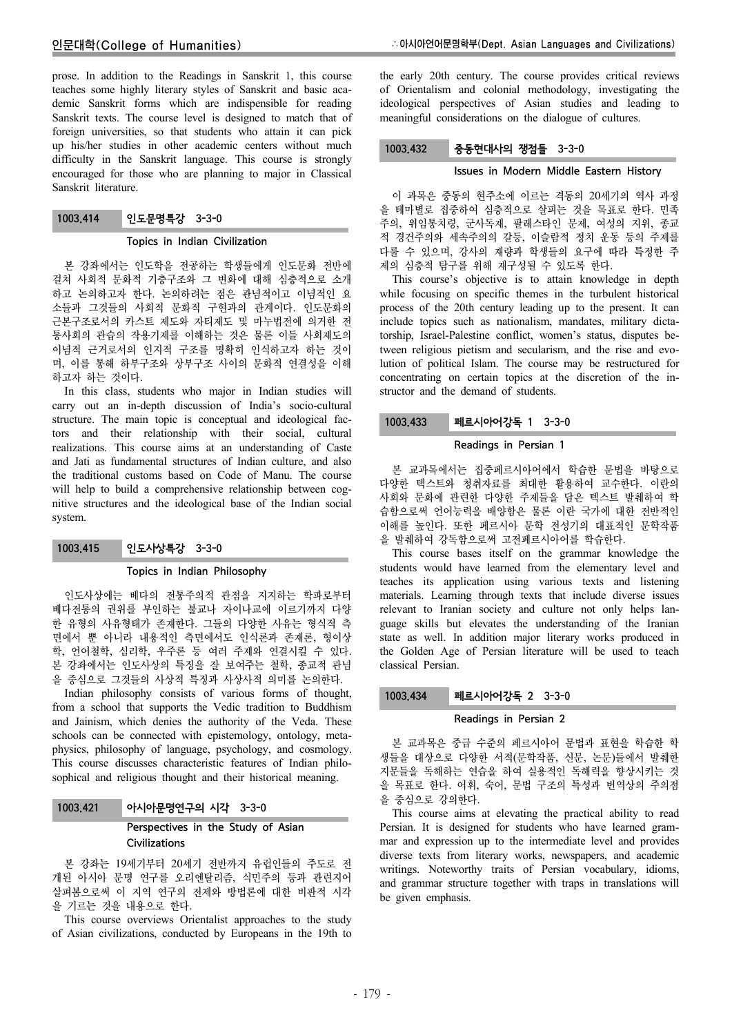prose. In addition to the Readings in Sanskrit 1, this course teaches some highly literary styles of Sanskrit and basic academic Sanskrit forms which are indispensible for reading Sanskrit texts. The course level is designed to match that of foreign universities, so that students who attain it can pick up his/her studies in other academic centers without much difficulty in the Sanskrit language. This course is strongly encouraged for those who are planning to major in Classical Sanskrit literature.

### 1003.414 인도문명특강 3-3-0

#### Topics in Indian Civilization

본 강좌에서는 인도학을 전공하는 학생들에게 인도문화 전반에 걸쳐 사회적 문화적 기층구조와 그 변화에 대해 심층적으로 소개하고 논의하고자 한다. 논의하려는 점은 관념적이고 이념적인 요소들과 그것들의 사회적 문화적 구현과의 관계이다. 인도문화의 근본구조로서의 카스트 제도와 자티제도 및 마누법전에 의거한 전통사회의 관습의 작용기제를 이해하는 것은 물론 이들 사회제도의 이념적 근거로서의 인지적 구조를 명확히 인식하고자 하는 것이며, 이를 통해 하부구조와 상부구조 사이의 문화적 연결성을 이해하고자 하는 것이다.

In this class, students who major in Indian studies will carry out an in-depth discussion of India's socio-cultural structure. The main topic is conceptual and ideological factors and their relationship with their social, cultural realizations. This course aims at an understanding of Caste and Jati as fundamental structures of Indian culture, and also the traditional customs based on Code of Manu. The course will help to build a comprehensive relationship between cognitive structures and the ideological base of the Indian social system.

### 1003.415 인도사상특강 3-3-0

#### Topics in Indian Philosophy

인도사상에는 베다의 전통주의적 관점을 지지하는 학파로부터 베다전통의 권위를 부인하는 불교나 자이나교에 이르기까지 다양한 유형의 사유형태가 존재한다. 그들의 다양한 사유는 형식적 측면에서 뿐 아니라 내용적인 측면에서도 인식론과 존재론, 형이상학, 언어철학, 심리학, 우주론 등 여러 주제와 연결시킬 수 있다. 본 강좌에서는 인도사상의 특징을 잘 보여주는 철학, 종교적 관념을 중심으로 그것들의 사상적 특징과 사상사적 의미를 논의한다.

Indian philosophy consists of various forms of thought, from a school that supports the Vedic tradition to Buddhism and Jainism, which denies the authority of the Veda. These schools can be connected with epistemology, ontology, metaphysics, philosophy of language, psychology, and cosmology. This course discusses characteristic features of Indian philosophical and religious thought and their historical meaning.

### 1003.421 아시아문명연구의 시각 3-3-0

#### Perspectives in the Study of Asian Civilizations

본 강좌는 19세기부터 20세기 전반까지 유럽인들의 주도로 전개된 아시아 문명 연구를 오리엔탈리즘, 식민주의 등과 관련지어 살펴봄으로써 이 지역 연구의 전제와 방법론에 대한 비판적 시각을 기르는 것을 내용으로 한다.

This course overviews Orientalist approaches to the study of Asian civilizations, conducted by Europeans in the 19th to the early 20th century. The course provides critical reviews of Orientalism and colonial methodology, investigating the ideological perspectives of Asian studies and leading to meaningful considerations on the dialogue of cultures.

### 1003.432 중동현대사의 쟁점들 3-3-0

#### Issues in Modern Middle Eastern History

이 과목은 중동의 현주소에 이르는 격동의 20세기의 역사 과정을 테마별로 집중하여 심층적으로 살피는 것을 목표로 한다. 민족주의, 위임통치령, 군사독재, 팔레스타인 문제, 여성의 지위, 종교적 경건주의와 세속주의의 갈등, 이슬람적 정치 운동 등의 주제를 다룰 수 있으며, 강사의 재량과 학생들의 요구에 따라 특정한 주제의 심층적 탐구를 위해 재구성될 수 있도록 한다.

This course's objective is to attain knowledge in depth while focusing on specific themes in the turbulent historical process of the 20th century leading up to the present. It can include topics such as nationalism, mandates, military dictatorship, Israel-Palestine conflict, women's status, disputes between religious pietism and secularism, and the rise and evolution of political Islam. The course may be restructured for concentrating on certain topics at the discretion of the instructor and the demand of students.

### 1003.433 페르시아어강독 1 3-3-0

#### Readings in Persian 1

본 교과목에서는 집중페르시아어에서 학습한 문법을 바탕으로 다양한 텍스트와 청취자료를 최대한 활용하여 교수한다. 이란의 사회와 문화에 관련한 다양한 주제들을 담은 텍스트 발췌하여 학습함으로써 언어능력을 배양함은 물론 이란 국가에 대한 전반적인 이해를 높인다. 또한 페르시아 문학 전성기의 대표적인 문학작품을 발췌하여 강독함으로써 고전페르시아어를 학습한다.

This course bases itself on the grammar knowledge the students would have learned from the elementary level and teaches its application using various texts and listening materials. Learning through texts that include diverse issues relevant to Iranian society and culture not only helps language skills but elevates the understanding of the Iranian state as well. In addition major literary works produced in the Golden Age of Persian literature will be used to teach classical Persian.

### 1003.434 페르시아어강독 2 3-3-0

#### Readings in Persian 2

본 교과목은 중급 수준의 페르시아어 문법과 표현을 학습한 학생들을 대상으로 다양한 서적(문학작품, 신문, 논문)들에서 발췌한 지문들을 독해하는 연습을 하여 실용적인 독해력을 향상시키는 것을 목표로 한다. 어휘, 숙어, 문법 구조의 특성과 번역상의 주의점을 중심으로 강의한다.

This course aims at elevating the practical ability to read Persian. It is designed for students who have learned grammar and expression up to the intermediate level and provides diverse texts from literary works, newspapers, and academic writings. Noteworthy traits of Persian vocabulary, idioms, and grammar structure together with traps in translations will be given emphasis.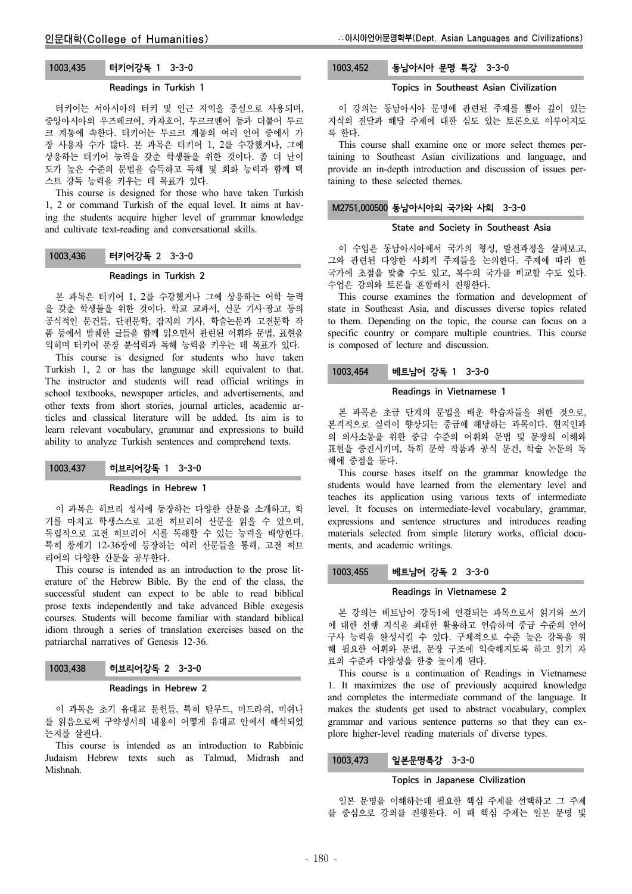### 1003.435 터키어강독 1 3-3-0

#### Readings in Turkish 1

터키어는 서아시아의 터키 및 인근 지역을 중심으로 사용되며, 중앙아시아의 우즈베크어, 카자흐어, 투르크멘어 등과 더불어 투르크 계통에 속한다. 터키어는 투르크 계통의 여러 언어 중에서 가장 사용자 수가 많다. 본 과목은 터키어 1, 2를 수강했거나, 그에 상응하는 터키어 능력을 갖춘 학생들을 위한 것이다. 좀 더 난이도가 높은 수준의 문법을 습득하고 독해 및 회화 능력과 함께 텍스트 강독 능력을 키우는 데 목표가 있다.

This course is designed for those who have taken Turkish 1, 2 or command Turkish of the equal level. It aims at having the students acquire higher level of grammar knowledge and cultivate text-reading and conversational skills.

### 1003.436 터키어강독 2 3-3-0

#### Readings in Turkish 2

본 과목은 터키어 1, 2를 수강했거나 그에 상응하는 어학 능력을 갖춘 학생들을 위한 것이다. 학교 교과서, 신문 기사·광고 등의 공식적인 문건들, 단편문학, 잡지의 기사, 학술논문과 고전문학 작품 등에서 발췌한 글들을 함께 읽으면서 관련된 어휘와 문법, 표현을 익히며 터키어 문장 분석력과 독해 능력을 키우는 데 목표가 있다.

This course is designed for students who have taken Turkish 1, 2 or has the language skill equivalent to that. The instructor and students will read official writings in school textbooks, newspaper articles, and advertisements, and other texts from short stories, journal articles, academic articles and classical literature will be added. Its aim is to learn relevant vocabulary, grammar and expressions to build ability to analyze Turkish sentences and comprehend texts.

### 1003.437 히브리어강독 1 3-3-0

#### Readings in Hebrew 1

이 과목은 히브리 성서에 등장하는 다양한 산문을 소개하고, 학기를 마치고 학생스스로 고전 히브리어 산문을 읽을 수 있으며, 독립적으로 고전 히브리어 시를 독해할 수 있는 능력을 배양한다. 특히 창세기 12-36장에 등장하는 여러 산문들을 통해, 고전 히브리어의 다양한 산문을 공부한다.

This course is intended as an introduction to the prose literature of the Hebrew Bible. By the end of the class, the successful student can expect to be able to read biblical prose texts independently and take advanced Bible exegesis courses. Students will become familiar with standard biblical idiom through a series of translation exercises based on the patriarchal narratives of Genesis 12-36.

### 1003.438 히브리어강독 2 3-3-0

#### Readings in Hebrew 2

이 과목은 초기 유대교 문헌들, 특히 탈무드, 미드라쉬, 미쉬나를 읽음으로써 구약성서의 내용이 어떻게 유대교 안에서 해석되었는지를 살핀다.

This course is intended as an introduction to Rabbinic Judaism Hebrew texts such as Talmud, Midrash and Mishnah.

### 1003.452 동남아시아 문명 특강 3-3-0

#### Topics in Southeast Asian Civilization

이 강의는 동남아시아 문명에 관련된 주제를 뽑아 깊이 있는 지식의 전달과 해당 주제에 대한 심도 있는 토론으로 이루어지도록 한다.

This course shall examine one or more select themes pertaining to Southeast Asian civilizations and language, and provide an in-depth introduction and discussion of issues pertaining to these selected themes.

### M2751.000500 동남아시아의 국가와 사회 3-3-0

#### State and Society in Southeast Asia

이 수업은 동남아시아에서 국가의 형성, 발전과정을 살펴보고, 그와 관련된 다양한 사회적 주제들을 논의한다. 주제에 따라 한 국가에 초점을 맞출 수도 있고, 복수의 국가를 비교할 수도 있다. 수업은 강의와 토론을 혼합해서 진행한다.

This course examines the formation and development of state in Southeast Asia, and discusses diverse topics related to them. Depending on the topic, the course can focus on a specific country or compare multiple countries. This course is composed of lecture and discussion.

### 1003.454 베트남어 강독 1 3-3-0

#### Readings in Vietnamese 1

본 과목은 초급 단계의 문법을 배운 학습자들을 위한 것으로, 본격적으로 실력이 향상되는 중급에 해당하는 과목이다. 현지인과의 의사소통을 위한 중급 수준의 어휘와 문법 및 문장의 이해와 표현을 증진시키며, 특히 문학 작품과 공식 문건, 학술 논문의 독해에 중점을 둔다.

This course bases itself on the grammar knowledge the students would have learned from the elementary level and teaches its application using various texts of intermediate level. It focuses on intermediate-level vocabulary, grammar, expressions and sentence structures and introduces reading materials selected from simple literary works, official documents, and academic writings.

### 1003.455 베트남어 강독 2 3-3-0

#### Readings in Vietnamese 2

본 강의는 베트남어 강독1에 연결되는 과목으로서 읽기와 쓰기에 대한 선행 지식을 최대한 활용하고 연습하여 중급 수준의 언어구사 능력을 완성시킬 수 있다. 구체적으로 수준 높은 강독을 위해 필요한 어휘와 문법, 문장 구조에 익숙해지도록 하고 읽기 자료의 수준과 다양성을 한층 높이게 된다.

This course is a continuation of Readings in Vietnamese 1. It maximizes the use of previously acquired knowledge and completes the intermediate command of the language. It makes the students get used to abstract vocabulary, complex grammar and various sentence patterns so that they can explore higher-level reading materials of diverse types.

### 1003.473 일본문명특강 3-3-0

#### Topics in Japanese Civilization

일본 문명을 이해하는데 필요한 핵심 주제를 선택하고 그 주제를 중심으로 강의를 진행한다. 이 때 핵심 주제는 일본 문명 및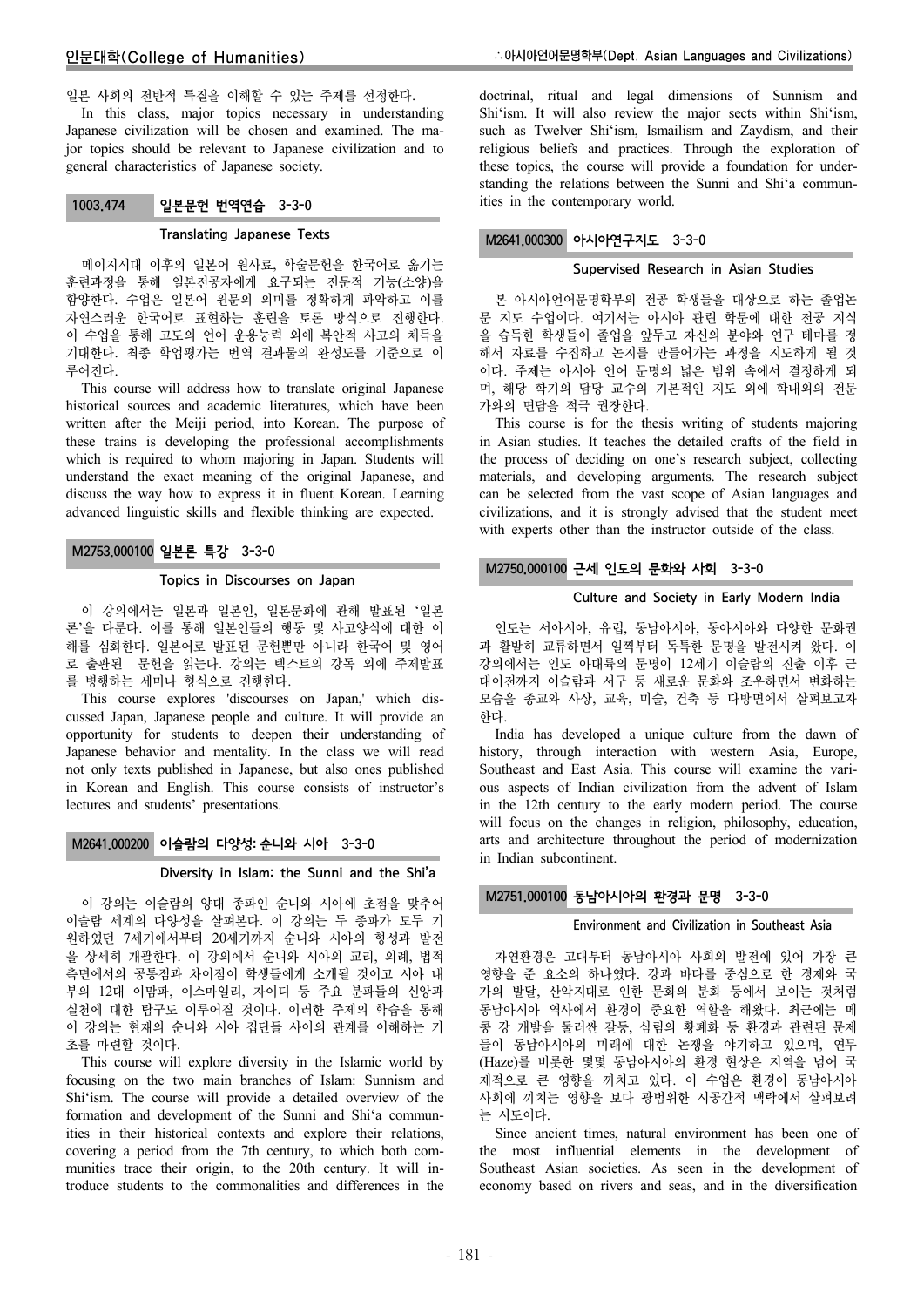일본 사회의 전반적 특질을 이해할 수 있는 주제를 선정한다.

In this class, major topics necessary in understanding Japanese civilization will be chosen and examined. The major topics should be relevant to Japanese civilization and to general characteristics of Japanese society.

## 1003.474 일본문헌 번역연습 3-3-0

### Translating Japanese Texts

메이지시대 이후의 일본어 원사료, 학술문헌을 한국어로 옮기는 훈련과정을 통해 일본전공자에게 요구되는 전문적 기능(소양)을 함양한다. 수업은 일본어 원문의 의미를 정확하게 파악하고 이를 자연스러운 한국어로 표현하는 훈련을 토론 방식으로 진행한다. 이 수업을 통해 고도의 언어 운용능력 외에 복안적 사고의 체득을 기대한다. 최종 학업평가는 번역 결과물의 완성도를 기준으로 이루어진다.

This course will address how to translate original Japanese historical sources and academic literatures, which have been written after the Meiji period, into Korean. The purpose of these trains is developing the professional accomplishments which is required to whom majoring in Japan. Students will understand the exact meaning of the original Japanese, and discuss the way how to express it in fluent Korean. Learning advanced linguistic skills and flexible thinking are expected.

## M2753.000100 일본론 특강 3-3-0

### Topics in Discourses on Japan

이 강의에서는 일본과 일본인, 일본문화에 관해 발표된 '일본론'을 다룬다. 이를 통해 일본인들의 행동 및 사고양식에 대한 이해를 심화한다. 일본어로 발표된 문헌뿐만 아니라 한국어 및 영어로 출판된 문헌을 읽는다. 강의는 텍스트의 강독 외에 주제발표를 병행하는 세미나 형식으로 진행한다.

This course explores 'discourses on Japan,' which discussed Japan, Japanese people and culture. It will provide an opportunity for students to deepen their understanding of Japanese behavior and mentality. In the class we will read not only texts published in Japanese, but also ones published in Korean and English. This course consists of instructor's lectures and students' presentations.

## M2641.000200 이슬람의 다양성: 순니와 시아 3-3-0

### Diversity in Islam: the Sunni and the Shi'a

이 강의는 이슬람의 양대 종파인 순니와 시아에 초점을 맞추어 이슬람 세계의 다양성을 살펴본다. 이 강의는 두 종파가 모두 기원하였던 7세기에서부터 20세기까지 순니와 시아의 형성과 발전을 상세히 개괄한다. 이 강의에서 순니와 시아의 교리, 의례, 법적 측면에서의 공통점과 차이점이 학생들에게 소개될 것이고 시아 내부의 12대 이맘파, 이스마일리, 자이디 등 주요 분파들의 신앙과 실천에 대한 탐구도 이루어질 것이다. 이러한 주제의 학습을 통해 이 강의는 현재의 순니와 시아 집단들 사이의 관계를 이해하는 기초를 마련할 것이다.

This course will explore diversity in the Islamic world by focusing on the two main branches of Islam: Sunnism and Shi'ism. The course will provide a detailed overview of the formation and development of the Sunni and Shi'a communities in their historical contexts and explore their relations, covering a period from the 7th century, to which both communities trace their origin, to the 20th century. It will introduce students to the commonalities and differences in the doctrinal, ritual and legal dimensions of Sunnism and Shi'ism. It will also review the major sects within Shi'ism, such as Twelver Shi'ism, Ismailism and Zaydism, and their religious beliefs and practices. Through the exploration of these topics, the course will provide a foundation for understanding the relations between the Sunni and Shi'a communities in the contemporary world.

## M2641.000300 아시아연구지도 3-3-0

### Supervised Research in Asian Studies

본 아시아언어문명학부의 전공 학생들을 대상으로 하는 졸업논문 지도 수업이다. 여기서는 아시아 관련 학문에 대한 전공 지식을 습득한 학생들이 졸업을 앞두고 자신의 분야와 연구 테마를 정해서 자료를 수집하고 논지를 만들어가는 과정을 지도하게 될 것이다. 주제는 아시아 언어 문명의 넓은 범위 속에서 결정하게 되며, 해당 학기의 담당 교수의 기본적인 지도 외에 학내외의 전문가와의 면담을 적극 권장한다.

This course is for the thesis writing of students majoring in Asian studies. It teaches the detailed crafts of the field in the process of deciding on one's research subject, collecting materials, and developing arguments. The research subject can be selected from the vast scope of Asian languages and civilizations, and it is strongly advised that the student meet with experts other than the instructor outside of the class.

## M2750.000100 근세 인도의 문화와 사회 3-3-0

### Culture and Society in Early Modern India

인도는 서아시아, 유럽, 동남아시아, 동아시아와 다양한 문화권과 활발히 교류하면서 일찍부터 독특한 문명을 발전시켜 왔다. 이 강의에서는 인도 아대륙의 문명이 12세기 이슬람의 진출 이후 근대이전까지 이슬람과 서구 등 새로운 문화와 조우하면서 변화하는 모습을 종교와 사상, 교육, 미술, 건축 등 다방면에서 살펴보고자 한다.

India has developed a unique culture from the dawn of history, through interaction with western Asia, Europe, Southeast and East Asia. This course will examine the various aspects of Indian civilization from the advent of Islam in the 12th century to the early modern period. The course will focus on the changes in religion, philosophy, education, arts and architecture throughout the period of modernization in Indian subcontinent.

## M2751.000100 동남아시아의 환경과 문명 3-3-0

### Environment and Civilization in Southeast Asia

자연환경은 고대부터 동남아시아 사회의 발전에 있어 가장 큰 영향을 준 요소의 하나였다. 강과 바다를 중심으로 한 경제와 국가의 발달, 산악지대로 인한 문화의 분화 등에서 보이는 것처럼 동남아시아 역사에서 환경이 중요한 역할을 해왔다. 최근에는 메콩 강 개발을 둘러싼 갈등, 삼림의 황폐화 등 환경과 관련된 문제들이 동남아시아의 미래에 대한 논쟁을 야기하고 있으며, 연무(Haze)를 비롯한 몇몇 동남아시아의 환경 현상은 지역을 넘어 국제적으로 큰 영향을 끼치고 있다. 이 수업은 환경이 동남아시아 사회에 끼치는 영향을 보다 광범위한 시공간적 맥락에서 살펴보려는 시도이다.

Since ancient times, natural environment has been one of the most influential elements in the development of Southeast Asian societies. As seen in the development of economy based on rivers and seas, and in the diversification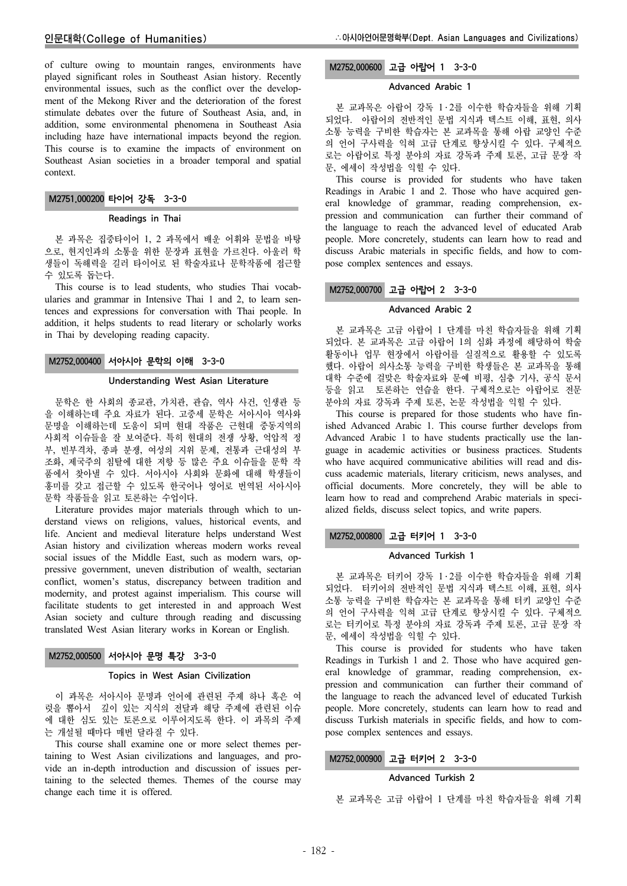of culture owing to mountain ranges, environments have played significant roles in Southeast Asian history. Recently environmental issues, such as the conflict over the development of the Mekong River and the deterioration of the forest stimulate debates over the future of Southeast Asia, and, in addition, some environmental phenomena in Southeast Asia including haze have international impacts beyond the region. This course is to examine the impacts of environment on Southeast Asian societies in a broader temporal and spatial context.

### M2751.000200 타이어 강독 3-3-0

#### Readings in Thai

본 과목은 집중타이어 1, 2 과목에서 배운 어휘와 문법을 바탕으로, 현지인과의 소통을 위한 문장과 표현을 가르친다. 아울러 학생들이 독해력을 길러 타이어로 된 학술자료나 문학작품에 접근할 수 있도록 돕는다.

This course is to lead students, who studies Thai vocabularies and grammar in Intensive Thai 1 and 2, to learn sentences and expressions for conversation with Thai people. In addition, it helps students to read literary or scholarly works in Thai by developing reading capacity.

### M2752.000400 서아시아 문학의 이해 3-3-0

#### Understanding West Asian Literature

문학은 한 사회의 종교관, 가치관, 관습, 역사 사건, 인생관 등을 이해하는데 주요 자료가 된다. 고중세 문학은 서아시아 역사와 문명을 이해하는데 도움이 되며 현대 작품은 근현대 중동지역의 사회적 이슈들을 잘 보여준다. 특히 현대의 전쟁 상황, 억압적 정부, 빈부격차, 종파 분쟁, 여성의 지위 문제, 전통과 근대성의 부조화, 제국주의 침탈에 대한 저항 등 많은 주요 이슈들을 문학 작품에서 찾아낼 수 있다. 서아시아 사회와 문화에 대해 학생들이 흥미를 갖고 접근할 수 있도록 한국어나 영어로 번역된 서아시아 문학 작품들을 읽고 토론하는 수업이다.

Literature provides major materials through which to understand views on religions, values, historical events, and life. Ancient and medieval literature helps understand West Asian history and civilization whereas modern works reveal social issues of the Middle East, such as modern wars, oppressive government, uneven distribution of wealth, sectarian conflict, women's status, discrepancy between tradition and modernity, and protest against imperialism. This course will facilitate students to get interested in and approach West Asian society and culture through reading and discussing translated West Asian literary works in Korean or English.

### M2752.000500 서아시아 문명 특강 3-3-0

#### Topics in West Asian Civilization

이 과목은 서아시아 문명과 언어에 관련된 주제 하나 혹은 여럿을 뽑아서 깊이 있는 지식의 전달과 해당 주제에 관련된 이슈에 대한 심도 있는 토론으로 이루어지도록 한다. 이 과목의 주제는 개설될 때마다 매번 달라질 수 있다.

This course shall examine one or more select themes pertaining to West Asian civilizations and languages, and provide an in-depth introduction and discussion of issues pertaining to the selected themes. Themes of the course may change each time it is offered.

### M2752.000600 고급 아랍어 1 3-3-0

#### Advanced Arabic 1

본 교과목은 아랍어 강독 1·2를 이수한 학습자들을 위해 기획되었다. 아랍어의 전반적인 문법 지식과 텍스트 이해, 표현, 의사 소통 능력을 구비한 학습자는 본 교과목을 통해 아랍 교양인 수준의 언어 구사력을 익혀 고급 단계로 향상시킬 수 있다. 구체적으로는 아랍어로 특정 분야의 자료 강독과 주제 토론, 고급 문장 작문, 에세이 작성법을 익힐 수 있다.

This course is provided for students who have taken Readings in Arabic 1 and 2. Those who have acquired general knowledge of grammar, reading comprehension, expression and communication can further their command of the language to reach the advanced level of educated Arab people. More concretely, students can learn how to read and discuss Arabic materials in specific fields, and how to compose complex sentences and essays.

### M2752.000700 고급 아랍어 2 3-3-0

#### Advanced Arabic 2

본 교과목은 고급 아랍어 1 단계를 마친 학습자들을 위해 기획되었다. 본 교과목은 고급 아랍어 1의 심화 과정에 해당하여 학술 활동이나 업무 현장에서 아랍어를 실질적으로 활용할 수 있도록 했다. 아랍어 의사소통 능력을 구비한 학생들은 본 교과목을 통해 대학 수준에 걸맞은 학술자료와 문예 비평, 심층 기사, 공식 문서 등을 읽고 토론하는 연습을 한다. 구체적으로는 아랍어로 전문 분야의 자료 강독과 주제 토론, 논문 작성법을 익힐 수 있다.

This course is prepared for those students who have finished Advanced Arabic 1. This course further develops from Advanced Arabic 1 to have students practically use the language in academic activities or business practices. Students who have acquired communicative abilities will read and discuss academic materials, literary criticism, news analyses, and official documents. More concretely, they will be able to learn how to read and comprehend Arabic materials in specialized fields, discuss select topics, and write papers.

### M2752.000800 고급 터키어 1 3-3-0

#### Advanced Turkish 1

본 교과목은 터키어 강독 1·2를 이수한 학습자들을 위해 기획되었다. 터키어의 전반적인 문법 지식과 텍스트 이해, 표현, 의사 소통 능력을 구비한 학습자는 본 교과목을 통해 터키 교양인 수준의 언어 구사력을 익혀 고급 단계로 향상시킬 수 있다. 구체적으로는 터키어로 특정 분야의 자료 강독과 주제 토론, 고급 문장 작문, 에세이 작성법을 익힐 수 있다.

This course is provided for students who have taken Readings in Turkish 1 and 2. Those who have acquired general knowledge of grammar, reading comprehension, expression and communication can further their command of the language to reach the advanced level of educated Turkish people. More concretely, students can learn how to read and discuss Turkish materials in specific fields, and how to compose complex sentences and essays.

### M2752.000900 고급 터키어 2 3-3-0

#### Advanced Turkish 2

본 교과목은 고급 아랍어 1 단계를 마친 학습자들을 위해 기획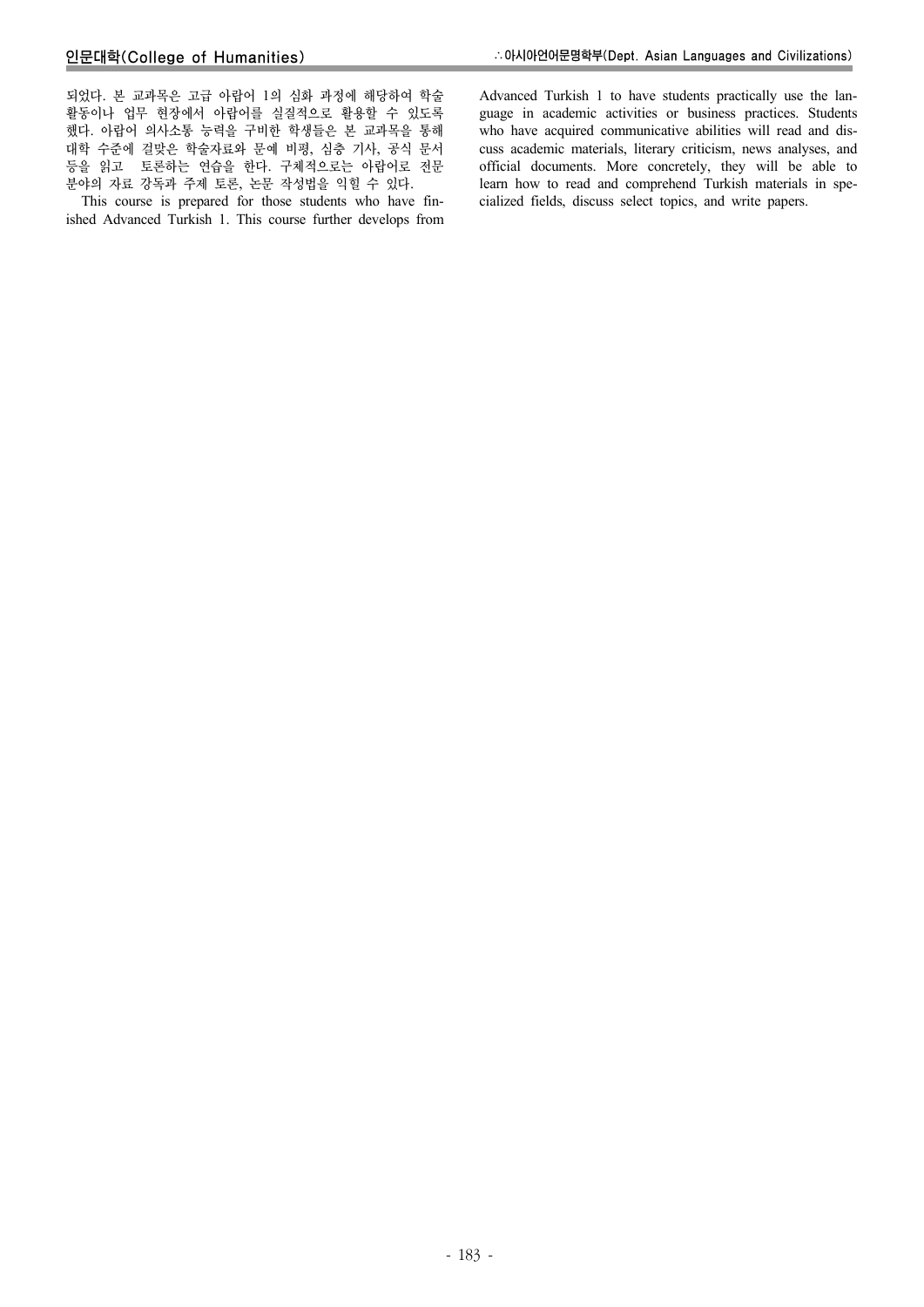되었다. 본 교과목은 고급 아랍어 1의 심화 과정에 해당하여 학술 활동이나 업무 현장에서 아랍어를 실질적으로 활용할 수 있도록 했다. 아랍어 의사소통 능력을 구비한 학생들은 본 교과목을 통해 대학 수준에 걸맞은 학술자료와 문예 비평, 심층 기사, 공식 문서 등을 읽고 토론하는 연습을 한다. 구체적으로는 아랍어로 전문 분야의 자료 강독과 주제 토론, 논문 작성법을 익힐 수 있다.

This course is prepared for those students who have finished Advanced Turkish 1. This course further develops from Advanced Turkish 1 to have students practically use the language in academic activities or business practices. Students who have acquired communicative abilities will read and discuss academic materials, literary criticism, news analyses, and official documents. More concretely, they will be able to learn how to read and comprehend Turkish materials in specialized fields, discuss select topics, and write papers.